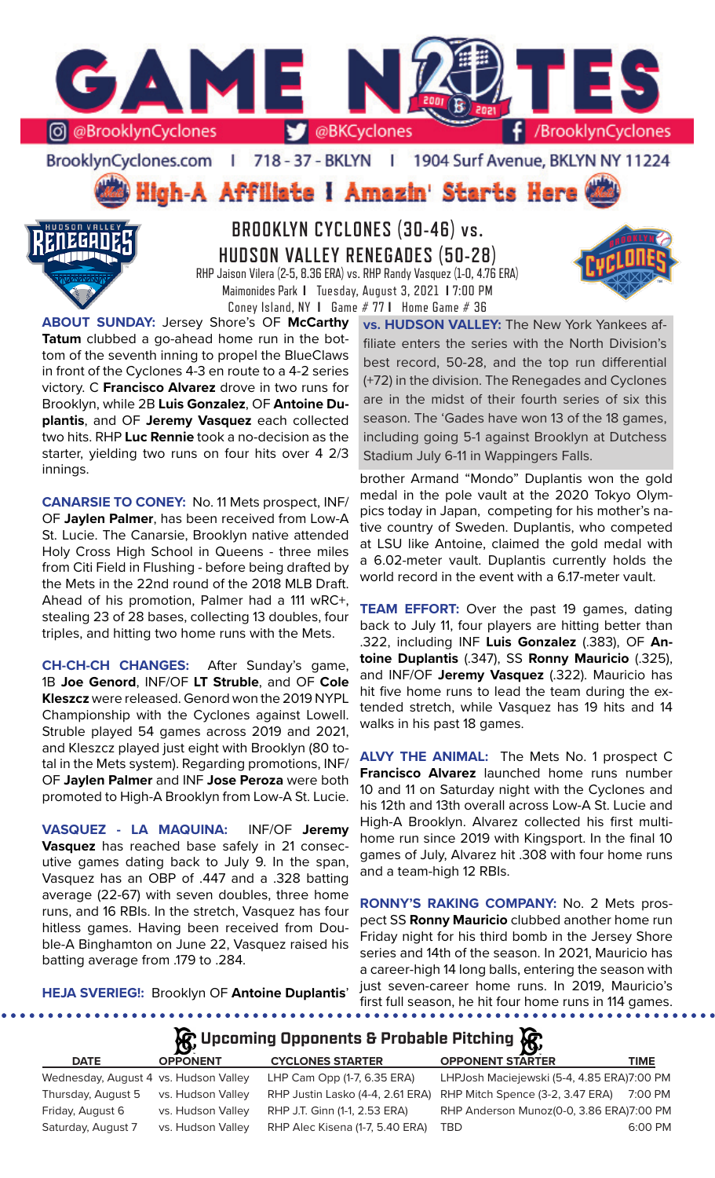# GAME NOTES

@BrooklynCyclones | @BKCyclones | /BrooklynCyclones

BrooklynCyclones.com | 718 - 37 - BKLYN | 1904 Surf Avenue, BKLYN NY 11224

**High-A Affiliate I Amazin' Starts Here**

## BROOKLYN CYCLONES (30-46) vs. HUDSON VALLEY RENEGADES (50-28)

RHP Jaison Vilera (2-5, 8.36 ERA) vs. RHP Randy Vasquez (1-0, 4.76 ERA)

Maimonides Park I Tuesday, August 3, 2021 I 7:00 PM

Coney Island, NY I Game # 77 I Home Game # 36

**ABOUT SUNDAY:** Jersey Shore's OF **McCarthy Tatum** clubbed a go-ahead home run in the bottom of the seventh inning to propel the BlueClaws in front of the Cyclones 4-3 en route to a 4-2 series victory. C **Francisco Alvarez** drove in two runs for Brooklyn, while 2B **Luis Gonzalez**, OF **Antoine Duplantis**, and OF **Jeremy Vasquez** each collected two hits. RHP **Luc Rennie** took a no-decision as the starter, yielding two runs on four hits over 4 2/3 innings.

**CANARSIE TO CONEY:** No. 11 Mets prospect, INF/OF **Jaylen Palmer**, has been received from Low-A St. Lucie. The Canarsie, Brooklyn native attended Holy Cross High School in Queens - three miles from Citi Field in Flushing - before being drafted by the Mets in the 22nd round of the 2018 MLB Draft. Ahead of his promotion, Palmer had a 111 wRC+, stealing 23 of 28 bases, collecting 13 doubles, four triples, and hitting two home runs with the Mets.

**CH-CH-CH CHANGES:** After Sunday's game, 1B **Joe Genord**, INF/OF **LT Struble**, and OF **Cole Kleszcz** were released. Genord won the 2019 NYPL Championship with the Cyclones against Lowell. Struble played 54 games across 2019 and 2021, and Kleszcz played just eight with Brooklyn (80 total in the Mets system). Regarding promotions, INF/OF **Jaylen Palmer** and INF **Jose Peroza** were both promoted to High-A Brooklyn from Low-A St. Lucie.

**VASQUEZ - LA MAQUINA:** INF/OF **Jeremy Vasquez** has reached base safely in 21 consecutive games dating back to July 9. In the span, Vasquez has an OBP of .447 and a .328 batting average (22-67) with seven doubles, three home runs, and 16 RBIs. In the stretch, Vasquez has four hitless games. Having been received from Double-A Binghamton on June 22, Vasquez raised his batting average from .179 to .284.

**HEJA SVERIEG!:** Brooklyn OF **Antoine Duplantis**' brother Armand "Mondo" Duplantis won the gold medal in the pole vault at the 2020 Tokyo Olympics today in Japan, competing for his mother's native country of Sweden. Duplantis, who competed at LSU like Antoine, claimed the gold medal with a 6.02-meter vault. Duplantis currently holds the world record in the event with a 6.17-meter vault.

**vs. HUDSON VALLEY:** The New York Yankees affiliate enters the series with the North Division's best record, 50-28, and the top run differential (+72) in the division. The Renegades and Cyclones are in the midst of their fourth series of six this season. The 'Gades have won 13 of the 18 games, including going 5-1 against Brooklyn at Dutchess Stadium July 6-11 in Wappingers Falls.

**TEAM EFFORT:** Over the past 19 games, dating back to July 11, four players are hitting better than .322, including INF **Luis Gonzalez** (.383), OF **Antoine Duplantis** (.347), SS **Ronny Mauricio** (.325), and INF/OF **Jeremy Vasquez** (.322). Mauricio has hit five home runs to lead the team during the extended stretch, while Vasquez has 19 hits and 14 walks in his past 18 games.

**ALVY THE ANIMAL:** The Mets No. 1 prospect C **Francisco Alvarez** launched home runs number 10 and 11 on Saturday night with the Cyclones and his 12th and 13th overall across Low-A St. Lucie and High-A Brooklyn. Alvarez collected his first multi-home run since 2019 with Kingsport. In the final 10 games of July, Alvarez hit .308 with four home runs and a team-high 12 RBIs.

**RONNY'S RAKING COMPANY:** No. 2 Mets prospect SS **Ronny Mauricio** clubbed another home run Friday night for his third bomb in the Jersey Shore series and 14th of the season. In 2021, Mauricio has a career-high 14 long balls, entering the season with just seven-career home runs. In 2019, Mauricio's first full season, he hit four home runs in 114 games.

## Upcoming Opponents & Probable Pitching

| DATE | OPPONENT | CYCLONES STARTER | OPPONENT STARTER | TIME |
|---|---|---|---|---|
| Wednesday, August 4 | vs. Hudson Valley | LHP Cam Opp (1-7, 6.35 ERA) | LHP Josh Maciejewski (5-4, 4.85 ERA) | 7:00 PM |
| Thursday, August 5 | vs. Hudson Valley | RHP Justin Lasko (4-4, 2.61 ERA) | RHP Mitch Spence (3-2, 3.47 ERA) | 7:00 PM |
| Friday, August 6 | vs. Hudson Valley | RHP J.T. Ginn (1-1, 2.53 ERA) | RHP Anderson Munoz (0-0, 3.86 ERA) | 7:00 PM |
| Saturday, August 7 | vs. Hudson Valley | RHP Alec Kisena (1-7, 5.40 ERA) | TBD | 6:00 PM |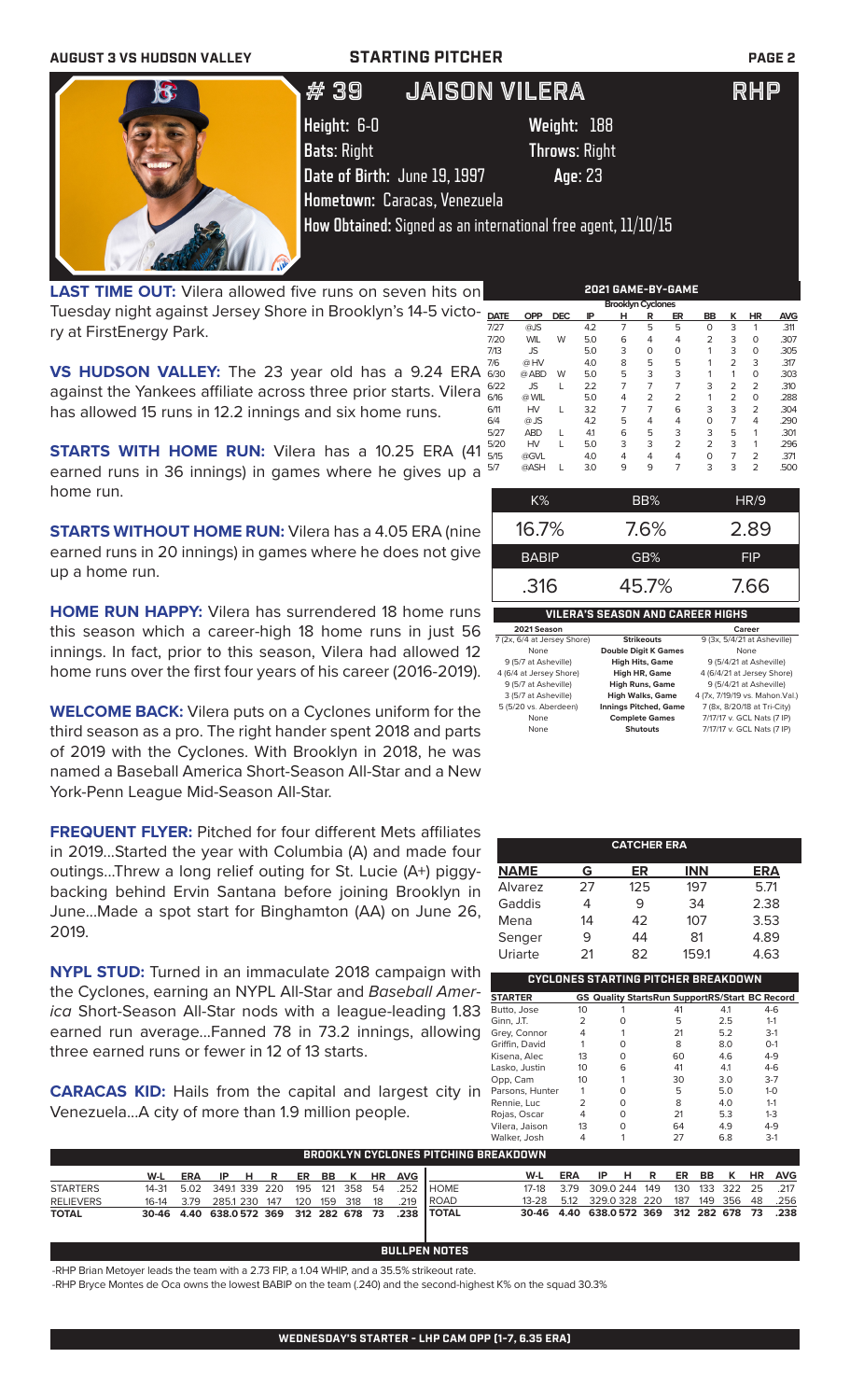**AUGUST 3 VS HUDSON VALLEY** | **STARTING PITCHER**

# #39 JAISON VILERA — RHP

**Height:** 6-0 | **Weight:** 188
**Bats:** Right | **Throws:** Right
**Date of Birth:** June 19, 1997 | **Age:** 23
**Hometown:** Caracas, Venezuela
**How Obtained:** Signed as an international free agent, 11/10/15

**LAST TIME OUT:** Vilera allowed five runs on seven hits on Tuesday night against Jersey Shore in Brooklyn's 14-5 victory at FirstEnergy Park.

**VS HUDSON VALLEY:** The 23 year old has a 9.24 ERA against the Yankees affiliate across three prior starts. Vilera has allowed 15 runs in 12.2 innings and six home runs.

**STARTS WITH HOME RUN:** Vilera has a 10.25 ERA (41 earned runs in 36 innings) in games where he gives up a home run.

**STARTS WITHOUT HOME RUN:** Vilera has a 4.05 ERA (nine earned runs in 20 innings) in games where he does not give up a home run.

**HOME RUN HAPPY:** Vilera has surrendered 18 home runs this season which a career-high 18 home runs in just 56 innings. In fact, prior to this season, Vilera had allowed 12 home runs over the first four years of his career (2016-2019).

**WELCOME BACK:** Vilera puts on a Cyclones uniform for the third season as a pro. The right hander spent 2018 and parts of 2019 with the Cyclones. With Brooklyn in 2018, he was named a Baseball America Short-Season All-Star and a New York-Penn League Mid-Season All-Star.

**FREQUENT FLYER:** Pitched for four different Mets affiliates in 2019...Started the year with Columbia (A) and made four outings...Threw a long relief outing for St. Lucie (A+) piggy-backing behind Ervin Santana before joining Brooklyn in June...Made a spot start for Binghamton (AA) on June 26, 2019.

**NYPL STUD:** Turned in an immaculate 2018 campaign with the Cyclones, earning an NYPL All-Star and *Baseball America* Short-Season All-Star nods with a league-leading 1.83 earned run average...Fanned 78 in 73.2 innings, allowing three earned runs or fewer in 12 of 13 starts.

**CARACAS KID:** Hails from the capital and largest city in Venezuela...A city of more than 1.9 million people.

## 2021 GAME-BY-GAME

| DATE | OPP | DEC | IP | H | R | ER | BB | K | HR | AVG |
|---|---|---|---|---|---|---|---|---|---|---|
| | | | **Brooklyn Cyclones** | | | | | | | |
| 7/27 | @JS | | 4.2 | 7 | 5 | 5 | 0 | 3 | 1 | .311 |
| 7/20 | WIL | W | 5.0 | 6 | 4 | 4 | 2 | 3 | 0 | .307 |
| 7/13 | JS | | 5.0 | 3 | 0 | 0 | 1 | 3 | 0 | .305 |
| 7/6 | @HV | | 4.0 | 8 | 5 | 5 | 1 | 2 | 3 | .317 |
| 6/30 | @ABD | W | 5.0 | 5 | 3 | 3 | 1 | 1 | 0 | .303 |
| 6/22 | JS | L | 2.2 | 7 | 7 | 7 | 3 | 2 | 2 | .310 |
| 6/16 | @WIL | | 5.0 | 4 | 2 | 2 | 1 | 2 | 0 | .288 |
| 6/11 | HV | L | 3.2 | 7 | 7 | 6 | 3 | 3 | 2 | .304 |
| 6/4 | @JS | | 4.2 | 5 | 4 | 4 | 0 | 7 | 4 | .290 |
| 5/27 | ABD | L | 4.1 | 6 | 5 | 3 | 3 | 5 | 1 | .301 |
| 5/20 | HV | L | 5.0 | 3 | 3 | 2 | 2 | 3 | 1 | .296 |
| 5/15 | @GVL | | 4.0 | 4 | 4 | 4 | 0 | 7 | 2 | .371 |
| 5/7 | @ASH | L | 3.0 | 9 | 9 | 7 | 3 | 3 | 2 | .500 |

| K% | BB% | HR/9 |
|---|---|---|
| 16.7% | 7.6% | 2.89 |
| **BABIP** | **GB%** | **FIP** |
| .316 | 45.7% | 7.66 |

## VILERA'S SEASON AND CAREER HIGHS

| 2021 Season | | Career |
|---|---|---|
| 7 (2x, 6/4 at Jersey Shore) | **Strikeouts** | 9 (3x, 5/4/21 at Asheville) |
| None | **Double Digit K Games** | None |
| 9 (5/7 at Asheville) | **High Hits, Game** | 9 (5/4/21 at Asheville) |
| 4 (6/4 at Jersey Shore) | **High HR, Game** | 4 (6/4/21 at Jersey Shore) |
| 9 (5/7 at Asheville) | **High Runs, Game** | 9 (5/4/21 at Asheville) |
| 3 (5/7 at Asheville) | **High Walks, Game** | 4 (7x, 7/19/19 vs. Mahon.Val.) |
| 5 (5/20 vs. Aberdeen) | **Innings Pitched, Game** | 7 (8x, 8/20/18 at Tri-City) |
| None | **Complete Games** | 7/17/17 v. GCL Nats (7 IP) |
| None | **Shutouts** | 7/17/17 v. GCL Nats (7 IP) |

## CATCHER ERA

| NAME | G | ER | INN | ERA |
|---|---|---|---|---|
| Alvarez | 27 | 125 | 197 | 5.71 |
| Gaddis | 4 | 9 | 34 | 2.38 |
| Mena | 14 | 42 | 107 | 3.53 |
| Senger | 9 | 44 | 81 | 4.89 |
| Uriarte | 21 | 82 | 159.1 | 4.63 |

## CYCLONES STARTING PITCHER BREAKDOWN

| STARTER | GS | Quality Starts | Run Support | RS/Start | BC Record |
|---|---|---|---|---|---|
| Butto, Jose | 10 | 1 | 41 | 4.1 | 4-6 |
| Ginn, J.T. | 2 | 0 | 5 | 2.5 | 1-1 |
| Grey, Connor | 4 | 1 | 21 | 5.2 | 3-1 |
| Griffin, David | 1 | 0 | 8 | 8.0 | 0-1 |
| Kisena, Alec | 13 | 0 | 60 | 4.6 | 4-9 |
| Lasko, Justin | 10 | 6 | 41 | 4.1 | 4-6 |
| Opp, Cam | 10 | 1 | 30 | 3.0 | 3-7 |
| Parsons, Hunter | 1 | 0 | 5 | 5.0 | 1-0 |
| Rennie, Luc | 2 | 0 | 8 | 4.0 | 1-1 |
| Rojas, Oscar | 4 | 0 | 21 | 5.3 | 1-3 |
| Vilera, Jaison | 13 | 0 | 64 | 4.9 | 4-9 |
| Walker, Josh | 4 | 1 | 27 | 6.8 | 3-1 |

## BROOKLYN CYCLONES PITCHING BREAKDOWN

| | W-L | ERA | IP | H | R | ER | BB | K | HR | AVG |
|---|---|---|---|---|---|---|---|---|---|---|
| STARTERS | 14-31 | 5.02 | 349.1 | 339 | 220 | 195 | 121 | 358 | 54 | .252 |
| RELIEVERS | 16-14 | 3.79 | 285.1 | 230 | 147 | 120 | 159 | 318 | 18 | .219 |
| **TOTAL** | **30-46** | **4.40** | **638.0** | **572** | **369** | **312** | **282** | **678** | **73** | **.238** |

| | W-L | ERA | IP | H | R | ER | BB | K | HR | AVG |
|---|---|---|---|---|---|---|---|---|---|---|
| HOME | 17-18 | 3.79 | 309.0 | 244 | 149 | 130 | 133 | 322 | 25 | .217 |
| ROAD | 13-28 | 5.12 | 329.0 | 328 | 220 | 187 | 149 | 356 | 48 | .256 |
| **TOTAL** | **30-46** | **4.40** | **638.0** | **572** | **369** | **312** | **282** | **678** | **73** | **.238** |

## BULLPEN NOTES

-RHP Brian Metoyer leads the team with a 2.73 FIP, a 1.04 WHIP, and a 35.5% strikeout rate.

-RHP Bryce Montes de Oca owns the lowest BABIP on the team (.240) and the second-highest K% on the squad 30.3%

**WEDNESDAY'S STARTER - LHP CAM OPP (1-7, 6.35 ERA)**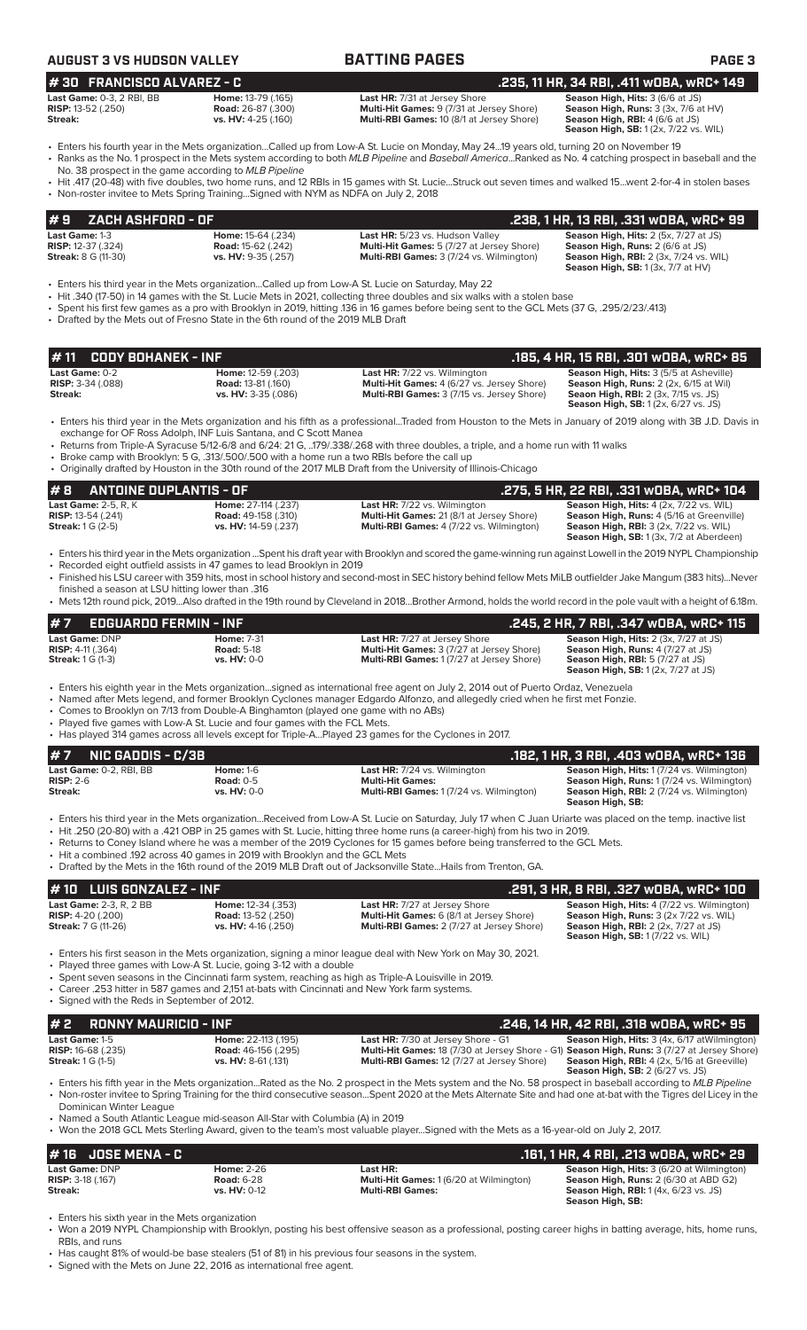**AUGUST 3 VS HUDSON VALLEY** — **BATTING PAGES**

## # 30 FRANCISCO ALVAREZ - C — .235, 11 HR, 34 RBI, .411 wOBA, wRC+ 149

| | | | |
|---|---|---|---|
| **Last Game:** 0-3, 2 RBI, BB | **Home:** 13-79 (.165) | **Last HR:** 7/31 at Jersey Shore | **Season High, Hits:** 3 (6/6 at JS) |
| **RISP:** 13-52 (.250) | **Road:** 26-87 (.300) | **Multi-Hit Games:** 9 (7/31 at Jersey Shore) | **Season High, Runs:** 3 (3x, 7/6 at HV) |
| **Streak:** | **vs. HV:** 4-25 (.160) | **Multi-RBI Games:** 10 (8/1 at Jersey Shore) | **Season High, RBI:** 4 (6/6 at JS) |
| | | | **Season High, SB:** 1 (2x, 7/22 vs. WIL) |

- Enters his fourth year in the Mets organization...Called up from Low-A St. Lucie on Monday, May 24...19 years old, turning 20 on November 19
- Ranks as the No. 1 prospect in the Mets system according to both *MLB Pipeline* and *Baseball America*...Ranked as No. 4 catching prospect in baseball and the No. 38 prospect in the game according to *MLB Pipeline*
- Hit .417 (20-48) with five doubles, two home runs, and 12 RBIs in 15 games with St. Lucie...Struck out seven times and walked 15...went 2-for-4 in stolen bases
- Non-roster invitee to Mets Spring Training...Signed with NYM as NDFA on July 2, 2018

## # 9 ZACH ASHFORD - OF — .238, 1 HR, 13 RBI, .331 wOBA, wRC+ 99

| | | | |
|---|---|---|---|
| **Last Game:** 1-3 | **Home:** 15-64 (.234) | **Last HR:** 5/23 vs. Hudson Valley | **Season High, Hits:** 2 (5x, 7/27 at JS) |
| **RISP:** 12-37 (.324) | **Road:** 15-62 (.242) | **Multi-Hit Games:** 5 (7/27 at Jersey Shore) | **Season High, Runs:** 2 (6/6 at JS) |
| **Streak:** 8 G (11-30) | **vs. HV:** 9-35 (.257) | **Multi-RBI Games:** 3 (7/24 vs. Wilmington) | **Season High, RBI:** 2 (3x, 7/24 vs. WIL) |
| | | | **Season High, SB:** 1 (3x, 7/7 at HV) |

- Enters his third year in the Mets organization...Called up from Low-A St. Lucie on Saturday, May 22
- Hit .340 (17-50) in 14 games with the St. Lucie Mets in 2021, collecting three doubles and six walks with a stolen base
- Spent his first few games as a pro with Brooklyn in 2019, hitting .136 in 16 games before being sent to the GCL Mets (37 G, .295/2/23/.413)
- Drafted by the Mets out of Fresno State in the 6th round of the 2019 MLB Draft

## # 11 CODY BOHANEK - INF — .185, 4 HR, 15 RBI, .301 wOBA, wRC+ 85

| | | | |
|---|---|---|---|
| **Last Game:** 0-2 | **Home:** 12-59 (.203) | **Last HR:** 7/22 vs. Wilmington | **Season High, Hits:** 3 (5/5 at Asheville) |
| **RISP:** 3-34 (.088) | **Road:** 13-81 (.160) | **Multi-Hit Games:** 4 (6/27 vs. Jersey Shore) | **Season High, Runs:** 2 (2x, 6/15 at Wil) |
| **Streak:** | **vs. HV:** 3-35 (.086) | **Multi-RBI Games:** 3 (7/15 vs. Jersey Shore) | **Seaon High, RBI:** 2 (3x, 7/15 vs. JS) |
| | | | **Season High, SB:** 1 (2x, 6/27 vs. JS) |

- Enters his third year in the Mets organization and his fifth as a professional...Traded from Houston to the Mets in January of 2019 along with 3B J.D. Davis in exchange for OF Ross Adolph, INF Luis Santana, and C Scott Manea
- Returns from Triple-A Syracuse 5/12-6/8 and 6/24: 21 G, ..179/.338/.268 with three doubles, a triple, and a home run with 11 walks
- Broke camp with Brooklyn: 5 G, .313/.500/.500 with a home run a two RBIs before the call up
- Originally drafted by Houston in the 30th round of the 2017 MLB Draft from the University of Illinois-Chicago

## # 8 ANTOINE DUPLANTIS - OF — .275, 5 HR, 22 RBI, .331 wOBA, wRC+ 104

| | | | |
|---|---|---|---|
| **Last Game:** 2-5, R, K | **Home:** 27-114 (.237) | **Last HR:** 7/22 vs. Wilmington | **Season High, Hits:** 4 (2x, 7/22 vs. WIL) |
| **RISP:** 13-54 (.241) | **Road:** 49-158 (.310) | **Multi-Hit Games:** 21 (8/1 at Jersey Shore) | **Season High, Runs:** 4 (5/16 at Greenville) |
| **Streak:** 1 G (2-5) | **vs. HV:** 14-59 (.237) | **Multi-RBI Games:** 4 (7/22 vs. Wilmington) | **Season High, RBI:** 3 (2x, 7/22 vs. WIL) |
| | | | **Season High, SB:** 1 (3x, 7/2 at Aberdeen) |

- Enters his third year in the Mets organization ...Spent his draft year with Brooklyn and scored the game-winning run against Lowell in the 2019 NYPL Championship
- Recorded eight outfield assists in 47 games to lead Brooklyn in 2019
- Finished his LSU career with 359 hits, most in school history and second-most in SEC history behind fellow Mets MiLB outfielder Jake Mangum (383 hits)...Never finished a season at LSU hitting lower than .316
- Mets 12th round pick, 2019...Also drafted in the 19th round by Cleveland in 2018...Brother Armond, holds the world record in the pole vault with a height of 6.18m.

## # 7 EDGUARDO FERMIN - INF — .245, 2 HR, 7 RBI, .347 wOBA, wRC+ 115

| | | | |
|---|---|---|---|
| **Last Game:** DNP | **Home:** 7-31 | **Last HR:** 7/27 at Jersey Shore | **Season High, Hits:** 2 (3x, 7/27 at JS) |
| **RISP:** 4-11 (.364) | **Road:** 5-18 | **Multi-Hit Games:** 3 (7/27 at Jersey Shore) | **Season High, Runs:** 4 (7/27 at JS) |
| **Streak:** 1 G (1-3) | **vs. HV:** 0-0 | **Multi-RBI Games:** 1 (7/27 at Jersey Shore) | **Season High, RBI:** 5 (7/27 at JS) |
| | | | **Season High, SB:** 1 (2x, 7/27 at JS) |

- Enters his eighth year in the Mets organization...signed as international free agent on July 2, 2014 out of Puerto Ordaz, Venezuela
- Named after Mets legend, and former Brooklyn Cyclones manager Edgardo Alfonzo, and allegedly cried when he first met Fonzie.
- Comes to Brooklyn on 7/13 from Double-A Binghamton (played one game with no ABs)
- Played five games with Low-A St. Lucie and four games with the FCL Mets.
- Has played 314 games across all levels except for Triple-A...Played 23 games for the Cyclones in 2017.

## # 7 NIC GADDIS - C/3B — .182, 1 HR, 3 RBI, .403 wOBA, wRC+ 136

| | | | |
|---|---|---|---|
| **Last Game:** 0-2, RBI, BB | **Home:** 1-6 | **Last HR:** 7/24 vs. Wilmington | **Season High, Hits:** 1 (7/24 vs. Wilmington) |
| **RISP:** 2-6 | **Road:** 0-5 | **Multi-Hit Games:** | **Season High, Runs:** 1 (7/24 vs. Wilmington) |
| **Streak:** | **vs. HV:** 0-0 | **Multi-RBI Games:** 1 (7/24 vs. Wilmington) | **Season High, RBI:** 2 (7/24 vs. Wilmington) |
| | | | **Season High, SB:** |

- Enters his third year in the Mets organization...Received from Low-A St. Lucie on Saturday, July 17 when C Juan Uriarte was placed on the temp. inactive list
- Hit .250 (20-80) with a .421 OBP in 25 games with St. Lucie, hitting three home runs (a career-high) from his two in 2019.
- Returns to Coney Island where he was a member of the 2019 Cyclones for 15 games before being transferred to the GCL Mets.
- Hit a combined .192 across 40 games in 2019 with Brooklyn and the GCL Mets
- Drafted by the Mets in the 16th round of the 2019 MLB Draft out of Jacksonville State...Hails from Trenton, GA.

## # 10 LUIS GONZALEZ - INF — .291, 3 HR, 8 RBI, .327 wOBA, wRC+ 100

| | | | |
|---|---|---|---|
| **Last Game:** 2-3, R, 2 BB | **Home:** 12-34 (.353) | **Last HR:** 7/27 at Jersey Shore | **Season High, Hits:** 4 (7/22 vs. Wilmington) |
| **RISP:** 4-20 (.200) | **Road:** 13-52 (.250) | **Multi-Hit Games:** 6 (8/1 at Jersey Shore) | **Season High, Runs:** 3 (2x 7/22 vs. WIL) |
| **Streak:** 7 G (11-26) | **vs. HV:** 4-16 (.250) | **Multi-RBI Games:** 2 (7/27 at Jersey Shore) | **Season High, RBI:** 2 (2x, 7/27 at JS) |
| | | | **Season High, SB:** 1 (7/22 vs. WIL) |

- Enters his first season in the Mets organization, signing a minor league deal with New York on May 30, 2021.
- Played three games with Low-A St. Lucie, going 3-12 with a double
- Spent seven seasons in the Cincinnati farm system, reaching as high as Triple-A Louisville in 2019.
- Career .253 hitter in 587 games and 2,151 at-bats with Cincinnati and New York farm systems.
- Signed with the Reds in September of 2012.

## # 2 RONNY MAURICIO - INF — .246, 14 HR, 42 RBI, .318 wOBA, wRC+ 95

| | | | |
|---|---|---|---|
| **Last Game:** 1-5 | **Home:** 22-113 (.195) | **Last HR:** 7/30 at Jersey Shore - G1 | **Season High, Hits:** 3 (4x, 6/17 atWilmington) |
| **RISP:** 16-68 (.235) | **Road:** 46-156 (.295) | **Multi-Hit Games:** 18 (7/30 at Jersey Shore - G1) | **Season High, Runs:** 3 (7/27 at Jersey Shore) |
| **Streak:** 1 G (1-5) | **vs. HV:** 8-61 (.131) | **Multi-RBI Games:** 12 (7/27 at Jersey Shore) | **Season High, RBI:** 4 (2x, 5/16 at Greeville) |
| | | | **Season High, SB:** 2 (6/27 vs. JS) |

- Enters his fifth year in the Mets organization...Rated as the No. 2 prospect in the Mets system and the No. 58 prospect in baseball according to *MLB Pipeline*
- Non-roster invitee to Spring Training for the third consecutive season...Spent 2020 at the Mets Alternate Site and had one at-bat with the Tigres del Licey in the Dominican Winter League
- Named a South Atlantic League mid-season All-Star with Columbia (A) in 2019
- Won the 2018 GCL Mets Sterling Award, given to the team's most valuable player...Signed with the Mets as a 16-year-old on July 2, 2017.

## # 16 JOSE MENA - C — .161, 1 HR, 4 RBI, .213 wOBA, wRC+ 29

| | | | |
|---|---|---|---|
| **Last Game:** DNP | **Home:** 2-26 | **Last HR:** | **Season High, Hits:** 3 (6/20 at Wilmington) |
| **RISP:** 3-18 (.167) | **Road:** 6-28 | **Multi-Hit Games:** 1 (6/20 at Wilmington) | **Season High, Runs:** 2 (6/30 at ABD G2) |
| **Streak:** | **vs. HV:** 0-12 | **Multi-RBI Games:** | **Season High, RBI:** 1 (4x, 6/23 vs. JS) |
| | | | **Season High, SB:** |

- Enters his sixth year in the Mets organization
- Won a 2019 NYPL Championship with Brooklyn, posting his best offensive season as a professional, posting career highs in batting average, hits, home runs, RBIs, and runs
- Has caught 81% of would-be base stealers (51 of 81) in his previous four seasons in the system.
- Signed with the Mets on June 22, 2016 as international free agent.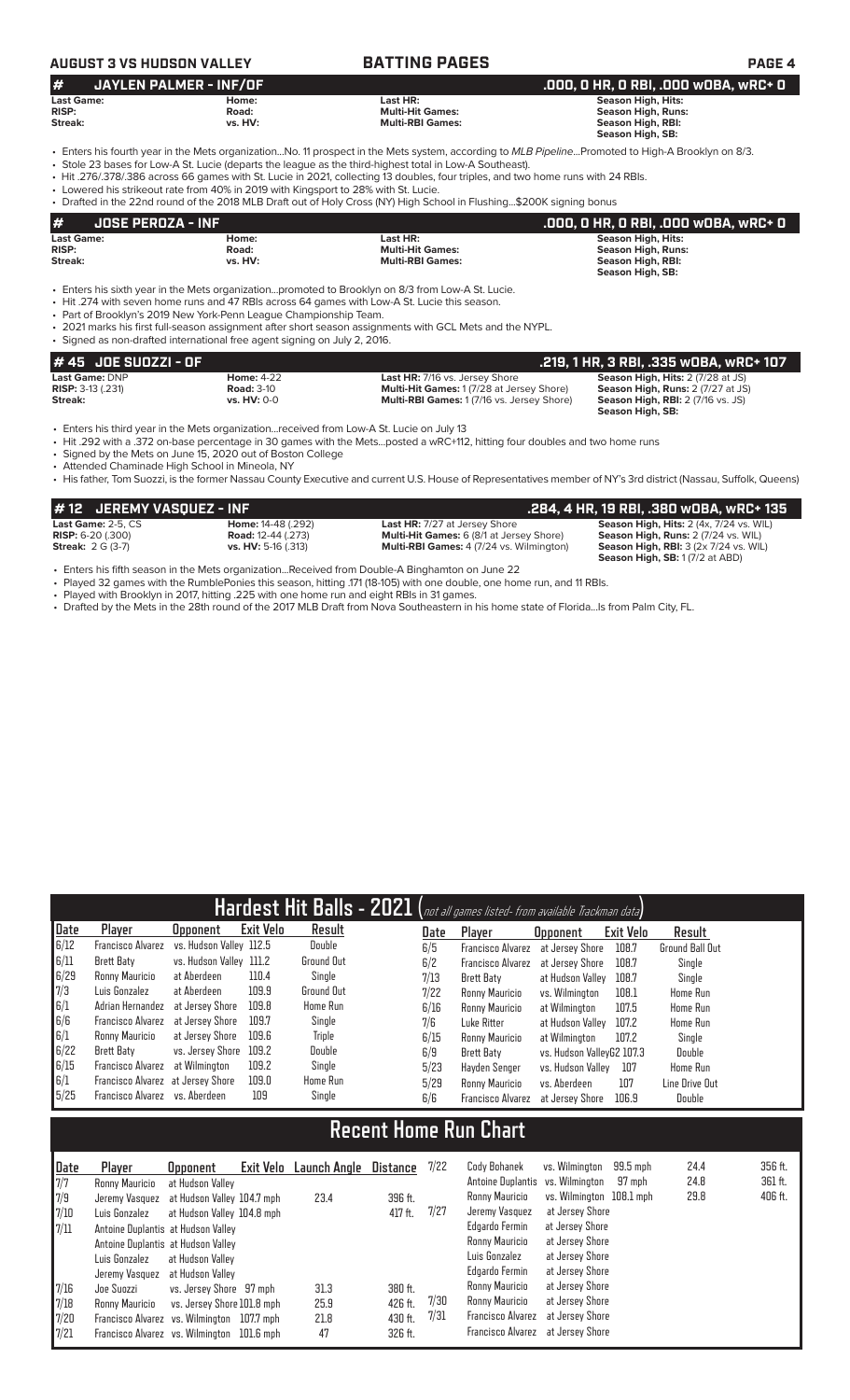## # JAYLEN PALMER - INF/OF — .000, 0 HR, 0 RBI, .000 wOBA, wRC+ 0

| | | | |
|---|---|---|---|
| **Last Game:** | **Home:** | **Last HR:** | **Season High, Hits:** |
| **RISP:** | **Road:** | **Multi-Hit Games:** | **Season High, Runs:** |
| **Streak:** | **vs. HV:** | **Multi-RBI Games:** | **Season High, RBI:** |
| | | | **Season High, SB:** |

- Enters his fourth year in the Mets organization...No. 11 prospect in the Mets system, according to *MLB Pipeline*...Promoted to High-A Brooklyn on 8/3.
- Stole 23 bases for Low-A St. Lucie (departs the league as the third-highest total in Low-A Southeast).
- Hit .276/.378/.386 across 66 games with St. Lucie in 2021, collecting 13 doubles, four triples, and two home runs with 24 RBIs.
- Lowered his strikeout rate from 40% in 2019 with Kingsport to 28% with St. Lucie.
- Drafted in the 22nd round of the 2018 MLB Draft out of Holy Cross (NY) High School in Flushing...$200K signing bonus

## # JOSE PEROZA - INF — .000, 0 HR, 0 RBI, .000 wOBA, wRC+ 0

| | | | |
|---|---|---|---|
| **Last Game:** | **Home:** | **Last HR:** | **Season High, Hits:** |
| **RISP:** | **Road:** | **Multi-Hit Games:** | **Season High, Runs:** |
| **Streak:** | **vs. HV:** | **Multi-RBI Games:** | **Season High, RBI:** |
| | | | **Season High, SB:** |

- Enters his sixth year in the Mets organization...promoted to Brooklyn on 8/3 from Low-A St. Lucie.
- Hit .274 with seven home runs and 47 RBIs across 64 games with Low-A St. Lucie this season.
- Part of Brooklyn's 2019 New York-Penn League Championship Team.
- 2021 marks his first full-season assignment after short season assignments with GCL Mets and the NYPL.
- Signed as non-drafted international free agent signing on July 2, 2016.

## # 45 JOE SUOZZI - OF — .219, 1 HR, 3 RBI, .335 wOBA, wRC+ 107

| | | | |
|---|---|---|---|
| **Last Game:** DNP | **Home:** 4-22 | **Last HR:** 7/16 vs. Jersey Shore | **Season High, Hits:** 2 (7/28 at JS) |
| **RISP:** 3-13 (.231) | **Road:** 3-10 | **Multi-Hit Games:** 1 (7/28 at Jersey Shore) | **Season High, Runs:** 2 (7/27 at JS) |
| **Streak:** | **vs. HV:** 0-0 | **Multi-RBI Games:** 1 (7/16 vs. Jersey Shore) | **Season High, RBI:** 2 (7/16 vs. JS) |
| | | | **Season High, SB:** |

- Enters his third year in the Mets organization...received from Low-A St. Lucie on July 13
- Hit .292 with a .372 on-base percentage in 30 games with the Mets...posted a wRC+112, hitting four doubles and two home runs
- Signed by the Mets on June 15, 2020 out of Boston College
- Attended Chaminade High School in Mineola, NY
- His father, Tom Suozzi, is the former Nassau County Executive and current U.S. House of Representatives member of NY's 3rd district (Nassau, Suffolk, Queens)

## # 12 JEREMY VASQUEZ - INF — .284, 4 HR, 19 RBI, .380 wOBA, wRC+ 135

| | | | |
|---|---|---|---|
| **Last Game:** 2-5, CS | **Home:** 14-48 (.292) | **Last HR:** 7/27 at Jersey Shore | **Season High, Hits:** 2 (4x, 7/24 vs. WIL) |
| **RISP:** 6-20 (.300) | **Road:** 12-44 (.273) | **Multi-Hit Games:** 6 (8/1 at Jersey Shore) | **Season High, Runs:** 2 (7/24 vs. WIL) |
| **Streak:** 2 G (3-7) | **vs. HV:** 5-16 (.313) | **Multi-RBI Games:** 4 (7/24 vs. Wilmington) | **Season High, RBI:** 3 (2x 7/24 vs. WIL) |
| | | | **Season High, SB:** 1 (7/2 at ABD) |

- Enters his fifth season in the Mets organization...Received from Double-A Binghamton on June 22
- Played 32 games with the RumblePonies this season, hitting .171 (18-105) with one double, one home run, and 11 RBIs.
- Played with Brooklyn in 2017, hitting .225 with one home run and eight RBIs in 31 games.
- Drafted by the Mets in the 28th round of the 2017 MLB Draft from Nova Southeastern in his home state of Florida...Is from Palm City, FL.

## Hardest Hit Balls - 2021 (*not all games listed- from available Trackman data*)

| Date | Player | Opponent | Exit Velo | Result | Date | Player | Opponent | Exit Velo | Result |
|---|---|---|---|---|---|---|---|---|---|
| 6/12 | Francisco Alvarez | vs. Hudson Valley | 112.5 | Double | 6/5 | Francisco Alvarez | at Jersey Shore | 108.7 | Ground Ball Out |
| 6/11 | Brett Baty | vs. Hudson Valley | 111.2 | Ground Out | 6/2 | Francisco Alvarez | at Jersey Shore | 108.7 | Single |
| 6/29 | Ronny Mauricio | at Aberdeen | 110.4 | Single | 7/13 | Brett Baty | at Hudson Valley | 108.7 | Single |
| 7/3 | Luis Gonzalez | at Aberdeen | 109.9 | Ground Out | 7/22 | Ronny Mauricio | vs. Wilmington | 108.1 | Home Run |
| 6/1 | Adrian Hernandez | at Jersey Shore | 109.8 | Home Run | 6/16 | Ronny Mauricio | at Wilmington | 107.5 | Home Run |
| 6/6 | Francisco Alvarez | at Jersey Shore | 109.7 | Single | 7/6 | Luke Ritter | at Hudson Valley | 107.2 | Home Run |
| 6/1 | Ronny Mauricio | at Jersey Shore | 109.6 | Triple | 6/15 | Ronny Mauricio | at Wilmington | 107.2 | Single |
| 6/22 | Brett Baty | vs. Jersey Shore | 109.2 | Double | 6/9 | Brett Baty | vs. Hudson Valley | G2 107.3 | Double |
| 6/15 | Francisco Alvarez | at Wilmington | 109.2 | Single | 5/23 | Hayden Senger | vs. Hudson Valley | 107 | Home Run |
| 6/1 | Francisco Alvarez | at Jersey Shore | 109.0 | Home Run | 5/29 | Ronny Mauricio | vs. Aberdeen | 107 | Line Drive Out |
| 5/25 | Francisco Alvarez | vs. Aberdeen | 109 | Single | 6/6 | Francisco Alvarez | at Jersey Shore | 106.9 | Double |

## Recent Home Run Chart

| Date | Player | Opponent | Exit Velo | Launch Angle | Distance |
|---|---|---|---|---|---|
| 7/7 | Ronny Mauricio | at Hudson Valley | | | |
| 7/9 | Jeremy Vasquez | at Hudson Valley | 104.7 mph | 23.4 | 396 ft. |
| 7/10 | Luis Gonzalez | at Hudson Valley | 104.8 mph | | 417 ft. |
| 7/11 | Antoine Duplantis | at Hudson Valley | | | |
| | Antoine Duplantis | at Hudson Valley | | | |
| | Luis Gonzalez | at Hudson Valley | | | |
| | Jeremy Vasquez | at Hudson Valley | | | |
| 7/16 | Joe Suozzi | vs. Jersey Shore | 97 mph | 31.3 | 380 ft. |
| 7/18 | Ronny Mauricio | vs. Jersey Shore | 101.8 mph | 25.9 | 426 ft. |
| 7/20 | Francisco Alvarez | vs. Wilmington | 107.7 mph | 21.8 | 430 ft. |
| 7/21 | Francisco Alvarez | vs. Wilmington | 101.6 mph | 47 | 326 ft. |
| 7/22 | Cody Bohanek | vs. Wilmington | 99.5 mph | 24.4 | 356 ft. |
| | Antoine Duplantis | vs. Wilmington | 97 mph | 24.8 | 361 ft. |
| | Ronny Mauricio | vs. Wilmington | 108.1 mph | 29.8 | 406 ft. |
| 7/27 | Jeremy Vasquez | at Jersey Shore | | | |
| | Edgardo Fermin | at Jersey Shore | | | |
| | Ronny Mauricio | at Jersey Shore | | | |
| | Luis Gonzalez | at Jersey Shore | | | |
| | Edgardo Fermin | at Jersey Shore | | | |
| | Ronny Mauricio | at Jersey Shore | | | |
| 7/30 | Ronny Mauricio | at Jersey Shore | | | |
| 7/31 | Francisco Alvarez | at Jersey Shore | | | |
| | Francisco Alvarez | at Jersey Shore | | | |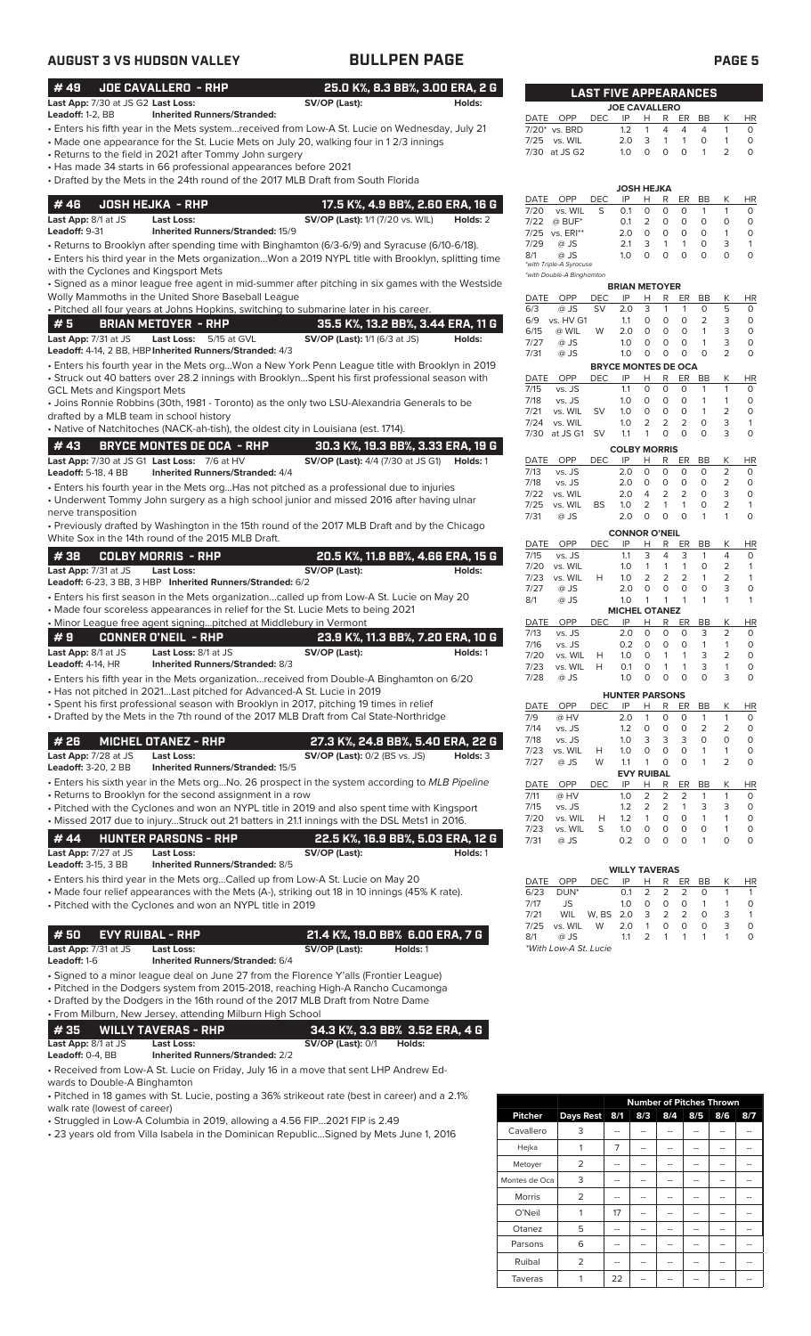## AUGUST 3 VS HUDSON VALLEY — BULLPEN PAGE

### #49 JOE CAVALLERO - RHP — 25.0 K%, 8.3 BB%, 3.00 ERA, 2 G

**Last App:** 7/30 at JS G2 **Last Loss:** **SV/OP (Last):** **Holds:**
**Leadoff:** 1-2, BB **Inherited Runners/Stranded:**

- Enters his fifth year in the Mets system...received from Low-A St. Lucie on Wednesday, July 21
- Made one appearance for the St. Lucie Mets on July 20, walking four in 1 2/3 innings
- Returns to the field in 2021 after Tommy John surgery
- Has made 34 starts in 66 professional appearances before 2021
- Drafted by the Mets in the 24th round of the 2017 MLB Draft from South Florida

### #46 JOSH HEJKA - RHP — 17.5 K%, 4.9 BB%, 2.60 ERA, 16 G

**Last App:** 8/1 at JS **Last Loss:** **SV/OP (Last):** 1/1 (7/20 vs. WIL) **Holds:** 2
**Leadoff:** 9-31 **Inherited Runners/Stranded:** 15/9

- Returns to Brooklyn after spending time with Binghamton (6/3-6/9) and Syracuse (6/10-6/18).
- Enters his third year in the Mets organization...Won a 2019 NYPL title with Brooklyn, splitting time with the Cyclones and Kingsport Mets
- Signed as a minor league free agent in mid-summer after pitching in six games with the Westside Wolly Mammoths in the United Shore Baseball League
- Pitched all four years at Johns Hopkins, switching to submarine later in his career.

### #5 BRIAN METOYER - RHP — 35.5 K%, 13.2 BB%, 3.44 ERA, 11 G

**Last App:** 7/31 at JS **Last Loss:** 5/15 at GVL **SV/OP (Last):** 1/1 (6/3 at JS) **Holds:**
**Leadoff:** 4-14, 2 BB, HBP **Inherited Runners/Stranded:** 4/3

- Enters his fourth year in the Mets org...Won a New York Penn League title with Brooklyn in 2019
- Struck out 40 batters over 28.2 innings with Brooklyn...Spent his first professional season with GCL Mets and Kingsport Mets
- Joins Ronnie Robbins (30th, 1981 - Toronto) as the only two LSU-Alexandria Generals to be drafted by a MLB team in school history
- Native of Natchitoches (NACK-ah-tish), the oldest city in Louisiana (est. 1714).

### #43 BRYCE MONTES DE OCA - RHP — 30.3 K%, 19.3 BB%, 3.33 ERA, 19 G

**Last App:** 7/30 at JS G1 **Last Loss:** 7/6 at HV **SV/OP (Last):** 4/4 (7/30 at JS G1) **Holds:** 1
**Leadoff:** 5-18, 4 BB **Inherited Runners/Stranded:** 4/4

- Enters his fourth year in the Mets org...Has not pitched as a professional due to injuries
- Underwent Tommy John surgery as a high school junior and missed 2016 after having ulnar nerve transposition
- Previously drafted by Washington in the 15th round of the 2017 MLB Draft and by the Chicago White Sox in the 14th round of the 2015 MLB Draft.

### #38 COLBY MORRIS - RHP — 20.5 K%, 11.8 BB%, 4.66 ERA, 15 G

**Last App:** 7/31 at JS **Last Loss:** **SV/OP (Last):** **Holds:**
**Leadoff:** 6-23, 3 BB, 3 HBP **Inherited Runners/Stranded:** 6/2

- Enters his first season in the Mets organization...called up from Low-A St. Lucie on May 20
- Made four scoreless appearances in relief for the St. Lucie Mets prior to being 2021
- Minor League free agent signing...pitched at Middlebury in Vermont

### #9 CONNER O'NEIL - RHP — 23.9 K%, 11.3 BB%, 7.20 ERA, 10 G

**Last App:** 8/1 at JS **Last Loss:** 8/1 at JS **SV/OP (Last):** **Holds:** 1
**Leadoff:** 4-14, HR **Inherited Runners/Stranded:** 8/3

- Enters his fifth year in the Mets organization...received from Double-A Binghamton on 6/20
- Has not pitched in 2021...Last pitched for Advanced-A St. Lucie in 2019
- Spent his first professional season with Brooklyn in 2017, pitching 19 times in relief
- Drafted by the Mets in the 7th round of the 2017 MLB Draft from Cal State-Northridge

### #26 MICHEL OTANEZ - RHP — 27.3 K%, 24.8 BB%, 5.40 ERA, 22 G

**Last App:** 7/28 at JS **Last Loss:** **SV/OP (Last):** 0/2 (BS vs. JS) **Holds:** 3
**Leadoff:** 3-20, 2 BB **Inherited Runners/Stranded:** 15/5

- Enters his sixth year in the Mets org...No. 26 prospect in the system according to *MLB Pipeline*
- Returns to Brooklyn for the second assignment in a row
- Pitched with the Cyclones and won an NYPL title in 2019 and also spent time with Kingsport
- Missed 2017 due to injury...Struck out 21 batters in 21.1 innings with the DSL Mets1 in 2016.

### #44 HUNTER PARSONS - RHP — 22.5 K%, 16.9 BB%, 5.03 ERA, 12 G

**Last App:** 7/27 at JS **Last Loss:** **SV/OP (Last):** **Holds:** 1
**Leadoff:** 3-15, 3 BB **Inherited Runners/Stranded:** 8/5

- Enters his third year in the Mets org...Called up from Low-A St. Lucie on May 20
- Made four relief appearances with the Mets (A-), striking out 18 in 10 innings (45% K rate).
- Pitched with the Cyclones and won an NYPL title in 2019

### #50 EVY RUIBAL - RHP — 21.4 K%, 19.0 BB% 6.00 ERA, 7 G

**Last App:** 7/31 at JS **Last Loss:** **SV/OP (Last):** **Holds:** 1
**Leadoff:** 1-6 **Inherited Runners/Stranded:** 6/4

- Signed to a minor league deal on June 27 from the Florence Y'alls (Frontier League)
- Pitched in the Dodgers system from 2015-2018, reaching High-A Rancho Cucamonga
- Drafted by the Dodgers in the 16th round of the 2017 MLB Draft from Notre Dame
- From Milburn, New Jersey, attending Milburn High School

### #35 WILLY TAVERAS - RHP — 34.3 K%, 3.3 BB% 3.52 ERA, 4 G

**Last App:** 8/1 at JS **Last Loss:** **SV/OP (Last):** 0/1 **Holds:**
**Leadoff:** 0-4, BB **Inherited Runners/Stranded:** 2/2

- Received from Low-A St. Lucie on Friday, July 16 in a move that sent LHP Andrew Edwards to Double-A Binghamton
- Pitched in 18 games with St. Lucie, posting a 36% strikeout rate (best in career) and a 2.1% walk rate (lowest of career)
- Struggled in Low-A Columbia in 2019, allowing a 4.56 FIP...2021 FIP is 2.49
- 23 years old from Villa Isabela in the Dominican Republic...Signed by Mets June 1, 2016

## LAST FIVE APPEARANCES

**JOE CAVALLERO**

| DATE | OPP | DEC | IP | H | R | ER | BB | K | HR |
|---|---|---|---|---|---|---|---|---|---|
| 7/20* | vs. BRD | | 1.2 | 1 | 4 | 4 | 4 | 1 | 0 |
| 7/25 | vs. WIL | | 2.0 | 3 | 1 | 1 | 0 | 1 | 0 |
| 7/30 | at JS G2 | | 1.0 | 0 | 0 | 0 | 1 | 2 | 0 |

**JOSH HEJKA**

| DATE | OPP | DEC | IP | H | R | ER | BB | K | HR |
|---|---|---|---|---|---|---|---|---|---|
| 7/20 | vs. WIL | S | 0.1 | 0 | 0 | 0 | 1 | 1 | 0 |
| 7/22 | @ BUF* | | 0.1 | 2 | 0 | 0 | 0 | 0 | 0 |
| 7/25 | vs. ERI** | | 2.0 | 0 | 0 | 0 | 0 | 1 | 0 |
| 7/29 | @ JS | | 2.1 | 3 | 1 | 1 | 0 | 3 | 1 |
| 8/1 | @ JS | | 1.0 | 0 | 0 | 0 | 0 | 0 | 0 |

*with Triple-A Syracuse
*with Double-A Binghamton

**BRIAN METOYER**

| DATE | OPP | DEC | IP | H | R | ER | BB | K | HR |
|---|---|---|---|---|---|---|---|---|---|
| 6/3 | @ JS | SV | 2.0 | 3 | 1 | 1 | 0 | 5 | 0 |
| 6/9 | vs. HV G1 | | 1.1 | 0 | 0 | 0 | 2 | 3 | 0 |
| 6/15 | @ WIL | W | 2.0 | 0 | 0 | 0 | 1 | 3 | 0 |
| 7/27 | @ JS | | 1.0 | 0 | 0 | 0 | 1 | 3 | 0 |
| 7/31 | @ JS | | 1.0 | 0 | 0 | 0 | 0 | 2 | 0 |

**BRYCE MONTES DE OCA**

| DATE | OPP | DEC | IP | H | R | ER | BB | K | HR |
|---|---|---|---|---|---|---|---|---|---|
| 7/15 | vs. JS | | 1.1 | 0 | 0 | 0 | 1 | 1 | 0 |
| 7/18 | vs. JS | | 1.0 | 0 | 0 | 0 | 1 | 1 | 0 |
| 7/21 | vs. WIL | SV | 1.0 | 0 | 0 | 0 | 1 | 2 | 0 |
| 7/24 | vs. WIL | | 1.0 | 2 | 2 | 2 | 0 | 3 | 1 |
| 7/30 | at JS G1 | SV | 1.1 | 1 | 0 | 0 | 0 | 3 | 0 |

**COLBY MORRIS**

| DATE | OPP | DEC | IP | H | R | ER | BB | K | HR |
|---|---|---|---|---|---|---|---|---|---|
| 7/13 | vs. JS | | 2.0 | 0 | 0 | 0 | 0 | 2 | 0 |
| 7/18 | vs. JS | | 2.0 | 0 | 0 | 0 | 0 | 2 | 0 |
| 7/22 | vs. WIL | | 2.0 | 4 | 2 | 2 | 0 | 3 | 0 |
| 7/25 | vs. WIL | BS | 1.0 | 2 | 1 | 1 | 0 | 2 | 1 |
| 7/31 | @ JS | | 2.0 | 0 | 0 | 0 | 1 | 1 | 0 |

**CONNOR O'NEIL**

| DATE | OPP | DEC | IP | H | R | ER | BB | K | HR |
|---|---|---|---|---|---|---|---|---|---|
| 7/15 | vs. JS | | 1.1 | 3 | 4 | 3 | 1 | 4 | 0 |
| 7/20 | vs. WIL | | 1.0 | 1 | 1 | 1 | 0 | 2 | 1 |
| 7/23 | vs. WIL | H | 1.0 | 2 | 2 | 2 | 1 | 2 | 1 |
| 7/27 | @ JS | | 2.0 | 0 | 0 | 0 | 0 | 3 | 0 |
| 8/1 | @ JS | | 1.0 | 1 | 1 | 1 | 1 | 1 | 1 |

**MICHEL OTANEZ**

| DATE | OPP | DEC | IP | H | R | ER | BB | K | HR |
|---|---|---|---|---|---|---|---|---|---|
| 7/13 | vs. JS | | 2.0 | 0 | 0 | 0 | 3 | 2 | 0 |
| 7/16 | vs. JS | | 0.2 | 0 | 0 | 0 | 1 | 1 | 0 |
| 7/20 | vs. WIL | H | 1.0 | 0 | 1 | 1 | 3 | 2 | 0 |
| 7/23 | vs. WIL | H | 0.1 | 0 | 1 | 1 | 3 | 1 | 0 |
| 7/28 | @ JS | | 1.0 | 0 | 0 | 0 | 0 | 3 | 0 |

**HUNTER PARSONS**

| DATE | OPP | DEC | IP | H | R | ER | BB | K | HR |
|---|---|---|---|---|---|---|---|---|---|
| 7/9 | @ HV | | 2.0 | 1 | 0 | 0 | 1 | 1 | 0 |
| 7/14 | vs. JS | | 1.2 | 0 | 0 | 0 | 2 | 2 | 0 |
| 7/18 | vs. JS | | 1.0 | 3 | 3 | 3 | 0 | 0 | 0 |
| 7/23 | vs. WIL | H | 1.0 | 0 | 0 | 0 | 1 | 1 | 0 |
| 7/27 | @ JS | W | 1.1 | 1 | 0 | 0 | 1 | 2 | 0 |

**EVY RUIBAL**

| DATE | OPP | DEC | IP | H | R | ER | BB | K | HR |
|---|---|---|---|---|---|---|---|---|---|
| 7/11 | @ HV | | 1.0 | 2 | 2 | 2 | 1 | 1 | 0 |
| 7/15 | vs. JS | | 1.2 | 2 | 2 | 1 | 3 | 3 | 0 |
| 7/20 | vs. WIL | H | 1.2 | 1 | 0 | 0 | 1 | 1 | 0 |
| 7/23 | vs. WIL | S | 1.0 | 0 | 0 | 0 | 0 | 1 | 0 |
| 7/31 | @ JS | | 0.2 | 0 | 0 | 0 | 1 | 0 | 0 |

**WILLY TAVERAS**

| DATE | OPP | DEC | IP | H | R | ER | BB | K | HR |
|---|---|---|---|---|---|---|---|---|---|
| 6/23 | DUN* | | 0.1 | 2 | 2 | 2 | 0 | 1 | 1 |
| 7/17 | JS | | 1.0 | 0 | 0 | 0 | 1 | 1 | 0 |
| 7/21 | WIL | W, BS | 2.0 | 3 | 2 | 2 | 0 | 3 | 1 |
| 7/25 | vs. WIL | W | 2.0 | 1 | 0 | 0 | 0 | 3 | 0 |
| 8/1 | @ JS | | 1.1 | 2 | 1 | 1 | 1 | 1 | 0 |

*With Low-A St. Lucie

## Number of Pitches Thrown

| Pitcher | Days Rest | 8/1 | 8/3 | 8/4 | 8/5 | 8/6 | 8/7 |
|---|---|---|---|---|---|---|---|
| Cavallero | 3 | -- | -- | -- | -- | -- | -- |
| Hejka | 1 | 7 | -- | -- | -- | -- | -- |
| Metoyer | 2 | -- | -- | -- | -- | -- | -- |
| Montes de Oca | 3 | -- | -- | -- | -- | -- | -- |
| Morris | 2 | -- | -- | -- | -- | -- | -- |
| O'Neil | 1 | 17 | -- | -- | -- | -- | -- |
| Otanez | 5 | -- | -- | -- | -- | -- | -- |
| Parsons | 6 | -- | -- | -- | -- | -- | -- |
| Ruibal | 2 | -- | -- | -- | -- | -- | -- |
| Taveras | 1 | 22 | -- | -- | -- | -- | -- |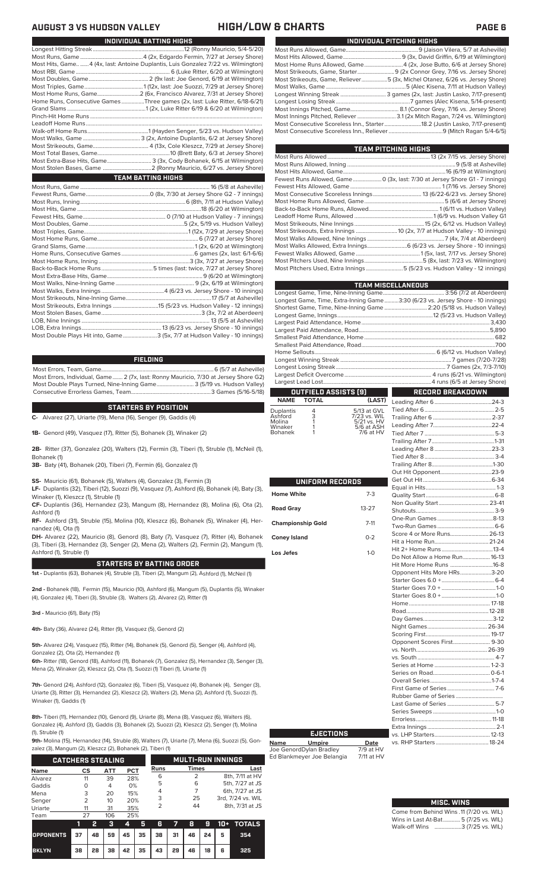# AUGUST 3 VS HUDSON VALLEY — HIGH/LOW & CHARTS

## INDIVIDUAL BATTING HIGHS

Longest Hitting Streak ..... 12 (Ronny Mauricio, 5/4-5/20)
Most Runs, Game ..... 4 (2x, Edgardo Fermin, 7/27 at Jersey Shore)
Most Hits, Game ..... 4 (4x, last: Antoine Duplantis, Luis Gonzalez 7/22 vs. Wilmington)
Most RBI, Game ..... 6 (Luke Ritter, 6/20 at Wilmington)
Most Doubles, Game ..... 2 (9x last: Joe Genord, 6/19 at Wilmington)
Most Triples, Game ..... 1 (12x, last: Joe Suozzi, 7/29 at Jersey Shore)
Most Home Runs, Game ..... 2 (6x, Francisco Alvarez, 7/31 at Jersey Shore)
Home Runs, Consecutive Games ..... Three games (2x, last: Luke Ritter, 6/18-6/21)
Grand Slams ..... 1 (2x, Luke Ritter 6/19 & 6/20 at Wilmington)
Pinch-Hit Home Runs .....
Leadoff Home Runs .....
Walk-off Home Runs ..... 1 (Hayden Senger, 5/23 vs. Hudson Valley)
Most Walks, Game ..... 3 (2x, Antoine Duplantis, 6/2 at Jersey Shore)
Most Strikeouts, Game ..... 4 (13x, Cole Kleszcz, 7/29 at Jersey Shore)
Most Total Bases, Game ..... 10 (Brett Baty, 6/3 at Jersey Shore)
Most Extra-Base Hits, Game ..... 3 (3x, Cody Bohanek, 6/15 at Wilmington)
Most Stolen Bases, Game ..... 2 (Ronny Mauricio, 6/27 vs. Jersey Shore)

## TEAM BATTING HIGHS

Most Runs, Game ..... 16 (5/8 at Asheville)
Fewest Runs, Game ..... 0 (8x, 7/30 at Jersey Shore G2 - 7 innings)
Most Runs, Inning ..... 6 (8th, 7/11 at Hudson Valley)
Most Hits, Game ..... 18 (6/20 at Wilmington)
Fewest Hits, Game ..... 0 (7/10 at Hudson Valley - 7 innings)
Most Doubles, Game ..... 5 (2x, 5/19 vs. Hudson Valley)
Most Triples, Game ..... 1 (12x, 7/29 at Jersey Shore)
Most Home Runs, Game ..... 6 (7/27 at Jersey Shore)
Grand Slams, Game ..... 1 (2x, 6/20 at Wilmington)
Home Runs, Consecutive Games ..... 6 games (2x, last: 6/1-6/6)
Most Home Runs, Inning ..... 3 (3x, 7/27 at Jersey Shore)
Back-to-Back Home Runs ..... 5 times (last: twice, 7/27 at Jersey Shore)
Most Extra-Base Hits, Game ..... 9 (6/20 at Wilmington)
Most Walks, Nine-Inning Game ..... 9 (2x, 6/19 at Wilmington)
Most Walks, Extra Innings ..... 4 (6/23 vs. Jersey Shore - 10 innings)
Most Strikeouts, Nine-Inning Game ..... 17 (5/7 at Asheville)
Most Strikeouts, Extra Innings ..... 15 (5/23 vs. Hudson Valley - 12 innings)
Most Stolen Bases, Game ..... 3 (3x, 7/2 at Aberdeen)
LOB, Nine Innings ..... 13 (5/5 at Asheville)
LOB, Extra Innings ..... 13 (6/23 vs. Jersey Shore - 10 innings)
Most Double Plays Hit into, Game ..... 3 (5x, 7/7 at Hudson Valley - 10 innings)

## FIELDING

Most Errors, Team, Game ..... 6 (5/7 at Asheville)
Most Errors, Individual, Game ..... 2 (7x, last: Ronny Mauricio, 7/30 at Jersey Shore G2)
Most Double Plays Turned, Nine-Inning Game ..... 3 (5/19 vs. Hudson Valley)
Consecutive Errorless Games, Team ..... 3 Games (5/16-5/18)

## STARTERS BY POSITION

**C-** Alvarez (27), Uriarte (19), Mena (16), Senger (9), Gaddis (4)

**1B-** Genord (49), Vasquez (17), Ritter (5), Bohanek (3), Winaker (2)

**2B-** Ritter (37), Gonzalez (20), Walters (12), Fermin (3), Tiberi (1), Struble (1), McNeil (1), Bohanek (1)

**3B-** Baty (41), Bohanek (20), Tiberi (7), Fermin (6), Gonzalez (1)

**SS-** Mauricio (61), Bohanek (5), Walters (4), Gonzalez (3), Fermin (3)

**LF-** Duplantis (32), Tiberi (12), Suozzi (9), Vasquez (7), Ashford (6), Bohanek (4), Baty (3), Winaker (1), Kleszcz (1), Struble (1)

**CF-** Duplantis (36), Hernandez (23), Mangum (8), Hernandez (8), Molina (6), Ota (2), Ashford (1)

**RF-** Ashford (31), Struble (15), Molina (10), Kleszcz (6), Bohanek (5), Winaker (4), Hernandez (4), Ota (1)

**DH-** Alvarez (22), Mauricio (8), Genord (8), Baty (7), Vasquez (7), Ritter (4), Bohanek (3), Tiberi (3), Hernandez (3), Senger (2), Mena (2), Walters (2), Fermin (2), Mangum (1), Ashford (1), Struble (1)

## STARTERS BY BATTING ORDER

**1st -** Duplantis (63), Bohanek (4), Struble (3), Tiberi (2), Mangum (2), Ashford (1), McNeil (1)

**2nd -** Bohanek (18), Fermin (15), Mauricio (10), Ashford (6), Mangum (5), Duplantis (5), Winaker (4), Gonzalez (4), Tiberi (3), Struble (3), Walters (2), Alvarez (2), Ritter (1)

**3rd -** Mauricio (61), Baty (15)

**4th-** Baty (36), Alvarez (24), Ritter (9), Vasquez (5), Genord (2)

**5th-** Alvarez (24), Vasquez (15), Ritter (14), Bohanek (5), Genord (5), Senger (4), Ashford (4), Gonzalez (2), Ota (2), Hernandez (1)

**6th-** Ritter (18), Genord (18), Ashford (11), Bohanek (7), Gonzalez (5), Hernandez (5), Senger (3), Mena (2), Winaker (2), Kleszcz (2), Ota (1), Suozzi (1) Tiberi (1), Uriarte (1)

**7th-** Genord (24), Ashford (12), Gonzalez (6), Tiberi (5), Vasquez (4), Bohanek (4), Senger (3), Uriarte (3), Ritter (3), Hernandez (2), Kleszcz (2), Walters (2), Mena (2), Ashford (1), Suozzi (1), Winaker (1), Gaddis (1)

**8th-** Tiberi (11), Hernandez (10), Genord (9), Uriarte (8), Mena (8), Vasquez (6), Walters (6), Gonzalez (4), Ashford (4), Gaddis (3), Bohanek (3), Suozzi (2), Kleszcz (2), Senger (1), Molina (1), Struble (1)

**9th-** Molina (15), Hernandez (14), Struble (8), Walters (7), Uriarte (7), Mena (6), Suozzi (5), Gonzalez (3), Mangum (2), Kleszcz (2), Bohanek (2), Tiberi (1)

## CATCHERS STEALING

| Name | CS | ATT | PCT |
|---|---|---|---|
| Alvarez | 11 | 39 | 28% |
| Gaddis | 0 | 4 | 0% |
| Mena | 3 | 20 | 15% |
| Senger | 2 | 10 | 20% |
| Uriarte | 11 | 31 | 35% |
| Team | 27 | 106 | 25% |

## MULTI-RUN INNINGS

| Runs | Times | Last |
|---|---|---|
| 6 | 2 | 8th, 7/11 at HV |
| 5 | 6 | 5th, 7/27 at JS |
| 4 | 7 | 6th, 7/27 at JS |
| 3 | 25 | 3rd, 7/24 vs. WIL |
| 2 | 44 | 8th, 7/31 at JS |

| | 1 | 2 | 3 | 4 | 5 | 6 | 7 | 8 | 9 | 10+ | TOTALS |
|---|---|---|---|---|---|---|---|---|---|---|---|
| OPPONENTS | 37 | 48 | 59 | 45 | 35 | 38 | 31 | 46 | 24 | 5 | 354 |
| BKLYN | 38 | 28 | 38 | 42 | 35 | 43 | 29 | 46 | 18 | 6 | 325 |

## INDIVIDUAL PITCHING HIGHS

Most Runs Allowed, Game ..... 9 (Jaison Vilera, 5/7 at Asheville)
Most Hits Allowed, Game ..... 9 (3x, David Griffin, 6/19 at Wilmington)
Most Home Runs Allowed, Game ..... 4 (2x, Jose Butto, 6/6 at Jersey Shore)
Most Strikeouts, Game, Starter ..... 9 (2x Connor Grey, 7/16 vs. Jersey Shore)
Most Strikeouts, Game, Reliever ..... 5 (3x, Michel Otanez, 6/26 vs. Jersey Shore)
Most Walks, Game ..... 5 (Alec Kisena, 7/11 at Hudson Valley)
Longest Winning Streak ..... 3 games (2x, last: Justin Lasko, 7/17-present)
Longest Losing Streak ..... 7 games (Alec Kisena, 5/14-present)
Most Innings Pitched, Game ..... 8.1 (Connor Grey, 7/16 vs. Jersey Shore)
Most Innings Pitched, Reliever ..... 3.1 (2x Mitch Ragan, 7/24 vs. Wilmington)
Most Consecutive Scoreless Inn., Starter ..... 18.2 (Justin Lasko, 7/17-present)
Most Consecutive Scoreless Inn., Reliever ..... 9 (Mitch Ragan 5/4-6/5)

## TEAM PITCHING HIGHS

Most Runs Allowed ..... 13 (2x 7/15 vs. Jersey Shore)
Most Runs Allowed, Inning ..... 9 (5/8 at Asheville)
Most Hits Allowed, Game ..... 16 (6/19 at Wilmington)
Fewest Runs Allowed, Game ..... 0 (3x, last: 7/30 at Jersey Shore G1 - 7 innings)
Fewest Hits Allowed, Game ..... 1 (7/16 vs. Jersey Shore)
Most Consecutive Scoreless Innings ..... 13 (6/22-6/23 vs. Jersey Shore)
Most Home Runs Allowed, Game ..... 5 (6/6 at Jersey Shore)
Back-to-Back Home Runs, Allowed ..... 1 (6/11 vs. Hudson Valley)
Leadoff Home Runs Allowed ..... 1 (6/9 vs. Hudson Valley G1
Most Strikeouts, Nine Innings ..... 15 (2x, 6/12 vs. Hudson Valley)
Most Strikeouts, Extra Innings ..... 10 (2x, 7/7 at Hudson Valley - 10 innings)
Most Walks Allowed, Nine Innings ..... 7 (4x, 7/4 at Aberdeen)
Most Walks Allowed, Extra Innings ..... 6 (6/23 vs. Jersey Shore - 10 innings)
Fewest Walks Allowed, Game ..... 1 (5x, last, 7/17 vs. Jersey Shore)
Most Pitchers Used, Nine Innings ..... 5 (8x, last: 7/23 vs. Wilmington)
Most Pitchers Used, Extra Innings ..... 5 (5/23 vs. Hudson Valley - 12 innings)

## TEAM MISCELLANEOUS

Longest Game, Time, Nine-Inning Game ..... 3:56 (7/2 at Aberdeen)
Longest Game, Time, Extra-Inning Game ..... 3:30 (6/23 vs. Jersey Shore - 10 innings)
Shortest Game, Time, Nine-Inning Game ..... 2:20 (5/18 vs. Hudson Valley)
Longest Game, Innings ..... 12 (5/23 vs. Hudson Valley)
Largest Paid Attendance, Home ..... 3,430
Largest Paid Attendance, Road ..... 5,890
Smallest Paid Attendance, Home ..... 682
Smallest Paid Attendance, Road ..... 700
Home Sellouts ..... 6 (6/12 vs. Hudson Valley)
Longest Winning Streak ..... 7 games (7/20-7/28)
Longest Losing Streak ..... 7 Games (2x, 7/3-7/10)
Largest Deficit Overcome ..... 4 runs (6/21 vs. Wilmington)
Largest Lead Lost ..... 4 runs (6/5 at Jersey Shore)

## OUTFIELD ASSISTS (9)

| NAME | TOTAL | (LAST) |
|---|---|---|
| Duplantis | 4 | 5/13 at GVL |
| Ashford | 3 | 7/23 vs. WIL |
| Molina | 1 | 5/21 vs. HV |
| Winaker | 1 | 5/6 at ASH |
| Bohanek | 1 | 7/6 at HV |

## UNIFORM RECORDS

| | |
|---|---|
| Home White | 7-3 |
| Road Gray | 13-27 |
| Championship Gold | 7-11 |
| Coney Island | 0-2 |
| Los Jefes | 1-0 |

## RECORD BREAKDOWN

| | |
|---|---|
| Leading After 6 | 24-3 |
| Tied After 6 | 2-5 |
| Trailing After 6 | 2-37 |
| Leading After 7 | 22-4 |
| Tied After 7 | 5-3 |
| Trailing After 7 | 1-31 |
| Leading After 8 | 23-3 |
| Tied After 8 | 3-4 |
| Trailing After 8 | 1-30 |
| Out Hit Opponent | 23-9 |
| Get Out Hit | 6-34 |
| Equal in Hits | 1-3 |
| Quality Start | 6-8 |
| Non Quality Start | 23-41 |
| Shutouts | 3-9 |
| One-Run Games | 8-13 |
| Two-Run Games | 6-6 |
| Score 4 or More Runs | 26-13 |
| Hit a Home Run | 21-24 |
| Hit 2+ Home Runs | 13-4 |
| Do Not Allow a Home Run | 16-13 |
| Hit More Home Runs | 16-8 |
| Opponent Hits More HRs | 3-20 |
| Starter Goes 6.0 + | 6-4 |
| Starter Goes 7.0 + | 1-0 |
| Starter Goes 8.0 + | 1-0 |
| Home | 17-18 |
| Road | 12-28 |
| Day Games | 3-12 |
| Night Games | 26-34 |
| Scoring First | 19-17 |
| Opponent Scores First | 9-30 |
| vs. North | 26-39 |
| vs. South | 4-7 |
| Series at Home | 1-2-3 |
| Series on Road | 0-6-1 |
| Overall Series | 1-7-4 |
| First Game of Series | 7-6 |
| Rubber Game of Series | |
| Last Game of Series | 5-7 |
| Series Sweeps | 1-0 |
| Errorless | 11-18 |
| Extra Innings | 2-1 |
| vs. LHP Starters | 12-13 |
| vs. RHP Starters | 18-24 |

## EJECTIONS

| Name | Umpire | Date |
|---|---|---|
| Joe Genord | Dylan Bradley | 7/9 at HV |
| Ed Blankmeyer | Joe Belangia | 7/11 at HV |

## MISC. WINS

Come from Behind Wins .11 (7/20 vs. WIL)
Wins in Last At-Bat ..... 5 (7/25 vs. WIL)
Walk-off Wins ..... 3 (7/25 vs. WIL)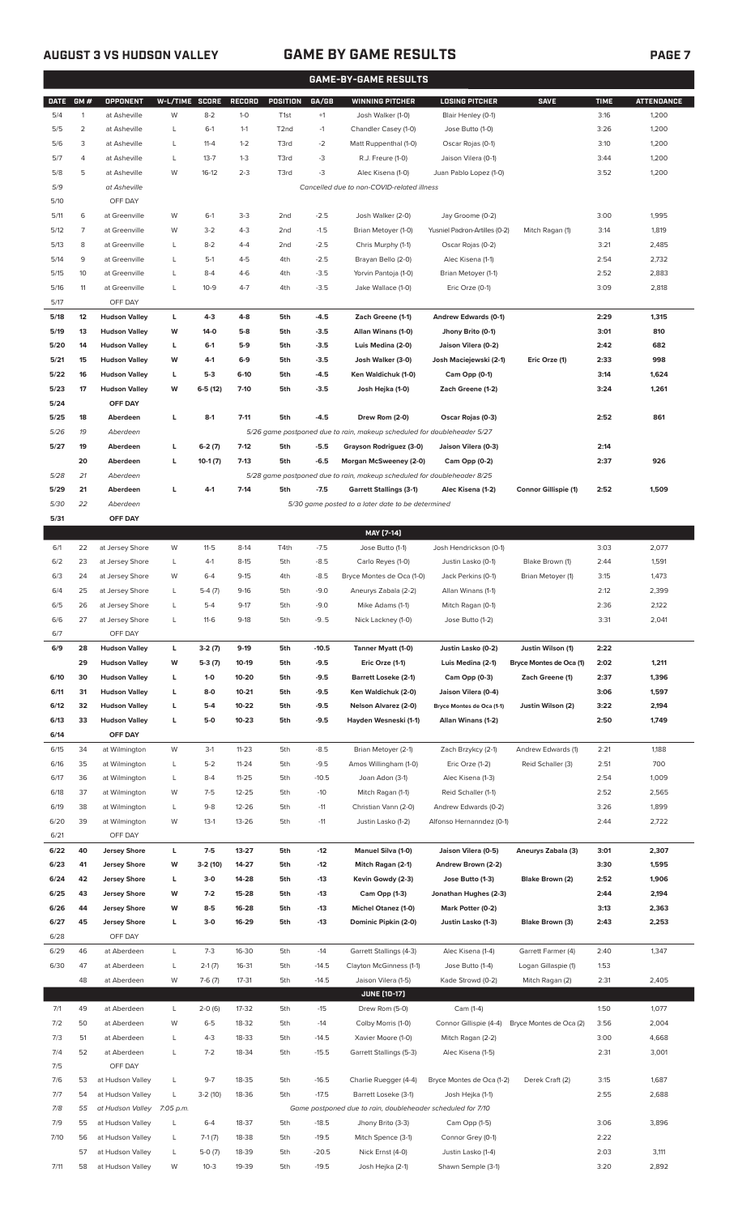## AUGUST 3 VS HUDSON VALLEY — GAME BY GAME RESULTS

### GAME-BY-GAME RESULTS

| DATE | GM # | OPPONENT | W-L/TIME | SCORE | RECORD | POSITION | GA/GB | WINNING PITCHER | LOSING PITCHER | SAVE | TIME | ATTENDANCE |
|---|---|---|---|---|---|---|---|---|---|---|---|---|
| 5/4 | 1 | at Asheville | W | 8-2 | 1-0 | T1st | +1 | Josh Walker (1-0) | Blair Henley (0-1) | | 3:16 | 1,200 |
| 5/5 | 2 | at Asheville | L | 6-1 | 1-1 | T2nd | -1 | Chandler Casey (1-0) | Jose Butto (1-0) | | 3:26 | 1,200 |
| 5/6 | 3 | at Asheville | L | 11-4 | 1-2 | T3rd | -2 | Matt Ruppenthal (1-0) | Oscar Rojas (0-1) | | 3:10 | 1,200 |
| 5/7 | 4 | at Asheville | L | 13-7 | 1-3 | T3rd | -3 | R.J. Freure (1-0) | Jaison Vilera (0-1) | | 3:44 | 1,200 |
| 5/8 | 5 | at Asheville | W | 16-12 | 2-3 | T3rd | -3 | Alec Kisena (1-0) | Juan Pablo Lopez (1-0) | | 3:52 | 1,200 |
| 5/9 | | at Asheville | | | | | | Cancelled due to non-COVID-related illness | | | | |
| 5/10 | | OFF DAY | | | | | | | | | | |
| 5/11 | 6 | at Greenville | W | 6-1 | 3-3 | 2nd | -2.5 | Josh Walker (2-0) | Jay Groome (0-2) | | 3:00 | 1,995 |
| 5/12 | 7 | at Greenville | W | 3-2 | 4-3 | 2nd | -1.5 | Brian Metoyer (1-0) | Yusniel Padron-Artilles (0-2) | Mitch Ragan (1) | 3:14 | 1,819 |
| 5/13 | 8 | at Greenville | L | 8-2 | 4-4 | 2nd | -2.5 | Chris Murphy (1-1) | Oscar Rojas (0-2) | | 3:21 | 2,485 |
| 5/14 | 9 | at Greenville | L | 5-1 | 4-5 | 4th | -2.5 | Brayan Bello (2-0) | Alec Kisena (1-1) | | 2:54 | 2,732 |
| 5/15 | 10 | at Greenville | L | 8-4 | 4-6 | 4th | -3.5 | Yorvin Pantoja (1-0) | Brian Metoyer (1-1) | | 2:52 | 2,883 |
| 5/16 | 11 | at Greenville | L | 10-9 | 4-7 | 4th | -3.5 | Jake Wallace (1-0) | Eric Orze (0-1) | | 3:09 | 2,818 |
| 5/17 | | OFF DAY | | | | | | | | | | |
| **5/18** | **12** | **Hudson Valley** | **L** | **4-3** | **4-8** | **5th** | **-4.5** | **Zach Greene (1-1)** | **Andrew Edwards (0-1)** | | **2:29** | **1,315** |
| **5/19** | **13** | **Hudson Valley** | **W** | **14-0** | **5-8** | **5th** | **-3.5** | **Allan Winans (1-0)** | **Jhony Brito (0-1)** | | **3:01** | **810** |
| **5/20** | **14** | **Hudson Valley** | **L** | **6-1** | **5-9** | **5th** | **-3.5** | **Luis Medina (2-0)** | **Jaison Vilera (0-2)** | | **2:42** | **682** |
| **5/21** | **15** | **Hudson Valley** | **W** | **4-1** | **6-9** | **5th** | **-3.5** | **Josh Walker (3-0)** | **Josh Maciejewski (2-1)** | **Eric Orze (1)** | **2:33** | **998** |
| **5/22** | **16** | **Hudson Valley** | **L** | **5-3** | **6-10** | **5th** | **-4.5** | **Ken Waldichuk (1-0)** | **Cam Opp (0-1)** | | **3:14** | **1,624** |
| **5/23** | **17** | **Hudson Valley** | **W** | **6-5 (12)** | **7-10** | **5th** | **-3.5** | **Josh Hejka (1-0)** | **Zach Greene (1-2)** | | **3:24** | **1,261** |
| **5/24** | | **OFF DAY** | | | | | | | | | | |
| **5/25** | **18** | **Aberdeen** | **L** | **8-1** | **7-11** | **5th** | **-4.5** | **Drew Rom (2-0)** | **Oscar Rojas (0-3)** | | **2:52** | **861** |
| *5/26* | *19* | *Aberdeen* | | | | | | *5/26 game postponed due to rain, makeup scheduled for doubleheader 5/27* | | | | |
| **5/27** | **19** | **Aberdeen** | **L** | **6-2 (7)** | **7-12** | **5th** | **-5.5** | **Grayson Rodriguez (3-0)** | **Jaison Vilera (0-3)** | | **2:14** | |
| | **20** | **Aberdeen** | **L** | **10-1 (7)** | **7-13** | **5th** | **-6.5** | **Morgan McSweeney (2-0)** | **Cam Opp (0-2)** | | **2:37** | **926** |
| *5/28* | *21* | *Aberdeen* | | | | | | *5/28 game postponed due to rain, makeup scheduled for doubleheader 8/25* | | | | |
| **5/29** | **21** | **Aberdeen** | **L** | **4-1** | **7-14** | **5th** | **-7.5** | **Garrett Stallings (3-1)** | **Alec Kisena (1-2)** | **Connor Gillispie (1)** | **2:52** | **1,509** |
| *5/30* | *22* | *Aberdeen* | | | | | | *5/30 game posted to a later date to be determined* | | | | |
| **5/31** | | **OFF DAY** | | | | | | | | | | |
| | | | | | | | | **MAY [7-14]** | | | | |
| 6/1 | 22 | at Jersey Shore | W | 11-5 | 8-14 | T4th | -7.5 | Jose Butto (1-1) | Josh Hendrickson (0-1) | | 3:03 | 2,077 |
| 6/2 | 23 | at Jersey Shore | L | 4-1 | 8-15 | 5th | -8.5 | Carlo Reyes (1-0) | Justin Lasko (0-1) | Blake Brown (1) | 2:44 | 1,591 |
| 6/3 | 24 | at Jersey Shore | W | 6-4 | 9-15 | 4th | -8.5 | Bryce Montes de Oca (1-0) | Jack Perkins (0-1) | Brian Metoyer (1) | 3:15 | 1,473 |
| 6/4 | 25 | at Jersey Shore | L | 5-4 (7) | 9-16 | 5th | -9.0 | Aneurys Zabala (2-2) | Allan Winans (1-1) | | 2:12 | 2,399 |
| 6/5 | 26 | at Jersey Shore | L | 5-4 | 9-17 | 5th | -9.0 | Mike Adams (1-1) | Mitch Ragan (0-1) | | 2:36 | 2,122 |
| 6/6 | 27 | at Jersey Shore | L | 11-6 | 9-18 | 5th | -9..5 | Nick Lackney (1-0) | Jose Butto (1-2) | | 3:31 | 2,041 |
| 6/7 | | OFF DAY | | | | | | | | | | |
| **6/9** | **28** | **Hudson Valley** | **L** | **3-2 (7)** | **9-19** | **5th** | **-10.5** | **Tanner Myatt (1-0)** | **Justin Lasko (0-2)** | **Justin Wilson (1)** | **2:22** | |
| | **29** | **Hudson Valley** | **W** | **5-3 (7)** | **10-19** | **5th** | **-9.5** | **Eric Orze (1-1)** | **Luis Medina (2-1)** | **Bryce Montes de Oca (1)** | **2:02** | **1,211** |
| **6/10** | **30** | **Hudson Valley** | **L** | **1-0** | **10-20** | **5th** | **-9.5** | **Barrett Loseke (2-1)** | **Cam Opp (0-3)** | **Zach Greene (1)** | **2:37** | **1,396** |
| **6/11** | **31** | **Hudson Valley** | **L** | **8-0** | **10-21** | **5th** | **-9.5** | **Ken Waldichuk (2-0)** | **Jaison Vilera (0-4)** | | **3:06** | **1,597** |
| **6/12** | **32** | **Hudson Valley** | **L** | **5-4** | **10-22** | **5th** | **-9.5** | **Nelson Alvarez (2-0)** | **Bryce Montes de Oca (1-1)** | **Justin Wilson (2)** | **3:22** | **2,194** |
| **6/13** | **33** | **Hudson Valley** | **L** | **5-0** | **10-23** | **5th** | **-9.5** | **Hayden Wesneski (1-1)** | **Allan Winans (1-2)** | | **2:50** | **1,749** |
| **6/14** | | **OFF DAY** | | | | | | | | | | |
| 6/15 | 34 | at Wilmington | W | 3-1 | 11-23 | 5th | -8.5 | Brian Metoyer (2-1) | Zach Brzykcy (2-1) | Andrew Edwards (1) | 2:21 | 1,188 |
| 6/16 | 35 | at Wilmington | L | 5-2 | 11-24 | 5th | -9.5 | Amos Willingham (1-0) | Eric Orze (1-2) | Reid Schaller (3) | 2:51 | 700 |
| 6/17 | 36 | at Wilmington | L | 8-4 | 11-25 | 5th | -10.5 | Joan Adon (3-1) | Alec Kisena (1-3) | | 2:54 | 1,009 |
| 6/18 | 37 | at Wilmington | W | 7-5 | 12-25 | 5th | -10 | Mitch Ragan (1-1) | Reid Schaller (1-1) | | 2:52 | 2,565 |
| 6/19 | 38 | at Wilmington | L | 9-8 | 12-26 | 5th | -11 | Christian Vann (2-0) | Andrew Edwards (0-2) | | 3:26 | 1,899 |
| 6/20 | 39 | at Wilmington | W | 13-1 | 13-26 | 5th | -11 | Justin Lasko (1-2) | Alfonso Hernanndez (0-1) | | 2:44 | 2,722 |
| 6/21 | | OFF DAY | | | | | | | | | | |
| **6/22** | **40** | **Jersey Shore** | **L** | **7-5** | **13-27** | **5th** | **-12** | **Manuel Silva (1-0)** | **Jaison Vilera (0-5)** | **Aneurys Zabala (3)** | **3:01** | **2,307** |
| **6/23** | **41** | **Jersey Shore** | **W** | **3-2 (10)** | **14-27** | **5th** | **-12** | **Mitch Ragan (2-1)** | **Andrew Brown (2-2)** | | **3:30** | **1,595** |
| **6/24** | **42** | **Jersey Shore** | **L** | **3-0** | **14-28** | **5th** | **-13** | **Kevin Gowdy (2-3)** | **Jose Butto (1-3)** | **Blake Brown (2)** | **2:52** | **1,906** |
| **6/25** | **43** | **Jersey Shore** | **W** | **7-2** | **15-28** | **5th** | **-13** | **Cam Opp (1-3)** | **Jonathan Hughes (2-3)** | | **2:44** | **2,194** |
| **6/26** | **44** | **Jersey Shore** | **W** | **8-5** | **16-28** | **5th** | **-13** | **Michel Otanez (1-0)** | **Mark Potter (0-2)** | | **3:13** | **2,363** |
| **6/27** | **45** | **Jersey Shore** | **L** | **3-0** | **16-29** | **5th** | **-13** | **Dominic Pipkin (2-0)** | **Justin Lasko (1-3)** | **Blake Brown (3)** | **2:43** | **2,253** |
| 6/28 | | OFF DAY | | | | | | | | | | |
| 6/29 | 46 | at Aberdeen | L | 7-3 | 16-30 | 5th | -14 | Garrett Stallings (4-3) | Alec Kisena (1-4) | Garrett Farmer (4) | 2:40 | 1,347 |
| 6/30 | 47 | at Aberdeen | L | 2-1 (7) | 16-31 | 5th | -14.5 | Clayton McGinness (1-1) | Jose Butto (1-4) | Logan Gillaspie (1) | 1:53 | |
| | 48 | at Aberdeen | W | 7-6 (7) | 17-31 | 5th | -14.5 | Jaison Vilera (1-5) | Kade Strowd (0-2) | Mitch Ragan (2) | 2:31 | 2,405 |
| | | | | | | | | **JUNE [10-17]** | | | | |
| 7/1 | 49 | at Aberdeen | L | 2-0 (6) | 17-32 | 5th | -15 | Drew Rom (5-0) | Cam (1-4) | | 1:50 | 1,077 |
| 7/2 | 50 | at Aberdeen | W | 6-5 | 18-32 | 5th | -14 | Colby Morris (1-0) | Connor Gillispie (4-4) | Bryce Montes de Oca (2) | 3:56 | 2,004 |
| 7/3 | 51 | at Aberdeen | L | 4-3 | 18-33 | 5th | -14.5 | Xavier Moore (1-0) | Mitch Ragan (2-2) | | 3:00 | 4,668 |
| 7/4 | 52 | at Aberdeen | L | 7-2 | 18-34 | 5th | -15.5 | Garrett Stallings (5-3) | Alec Kisena (1-5) | | 2:31 | 3,001 |
| 7/5 | | OFF DAY | | | | | | | | | | |
| 7/6 | 53 | at Hudson Valley | L | 9-7 | 18-35 | 5th | -16.5 | Charlie Ruegger (4-4) | Bryce Montes de Oca (1-2) | Derek Craft (2) | 3:15 | 1,687 |
| 7/7 | 54 | at Hudson Valley | L | 3-2 (10) | 18-36 | 5th | -17.5 | Barrett Loseke (3-1) | Josh Hejka (1-1) | | 2:55 | 2,688 |
| *7/8* | *55* | *at Hudson Valley* | *7:05 p.m.* | | | | | *Game postponed due to rain, doubleheader scheduled for 7/10* | | | | |
| 7/9 | 55 | at Hudson Valley | L | 6-4 | 18-37 | 5th | -18.5 | Jhony Brito (3-3) | Cam Opp (1-5) | | 3:06 | 3,896 |
| 7/10 | 56 | at Hudson Valley | L | 7-1 (7) | 18-38 | 5th | -19.5 | Mitch Spence (3-1) | Connor Grey (0-1) | | 2:22 | |
| | 57 | at Hudson Valley | L | 5-0 (7) | 18-39 | 5th | -20.5 | Nick Ernst (4-0) | Justin Lasko (1-4) | | 2:03 | 3,111 |
| 7/11 | 58 | at Hudson Valley | W | 10-3 | 19-39 | 5th | -19.5 | Josh Hejka (2-1) | Shawn Semple (3-1) | | 3:20 | 2,892 |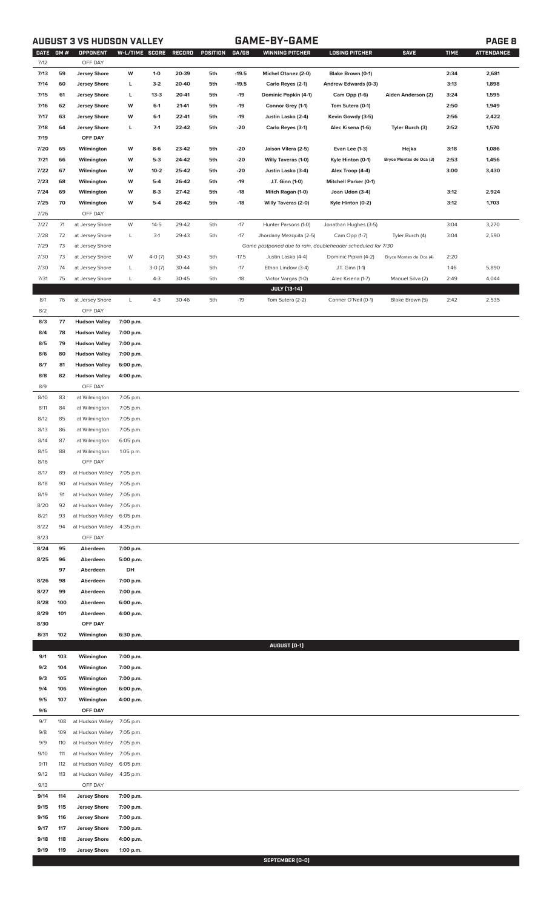## AUGUST 3 VS HUDSON VALLEY — GAME-BY-GAME

| DATE | GM # | OPPONENT | W-L/TIME | SCORE | RECORD | POSITION | GA/GB | WINNING PITCHER | LOSING PITCHER | SAVE | TIME | ATTENDANCE |
|---|---|---|---|---|---|---|---|---|---|---|---|---|
| 7/12 | | OFF DAY | | | | | | | | | | |
| 7/13 | 59 | Jersey Shore | W | 1-0 | 20-39 | 5th | -19.5 | Michel Otanez (2-0) | Blake Brown (0-1) | | 2:34 | 2,681 |
| 7/14 | 60 | Jersey Shore | L | 3-2 | 20-40 | 5th | -19.5 | Carlo Reyes (2-1) | Andrew Edwards (0-3) | | 3:13 | 1,898 |
| 7/15 | 61 | Jersey Shore | L | 13-3 | 20-41 | 5th | -19 | Dominic Popkin (4-1) | Cam Opp (1-6) | Aiden Anderson (2) | 3:24 | 1,595 |
| 7/16 | 62 | Jersey Shore | W | 6-1 | 21-41 | 5th | -19 | Connor Grey (1-1) | Tom Sutera (0-1) | | 2:50 | 1,949 |
| 7/17 | 63 | Jersey Shore | W | 6-1 | 22-41 | 5th | -19 | Justin Lasko (2-4) | Kevin Gowdy (3-5) | | 2:56 | 2,422 |
| 7/18 | 64 | Jersey Shore | L | 7-1 | 22-42 | 5th | -20 | Carlo Reyes (3-1) | Alec Kisena (1-6) | Tyler Burch (3) | 2:52 | 1,570 |
| 7/19 | | OFF DAY | | | | | | | | | | |
| 7/20 | 65 | Wilmington | W | 8-6 | 23-42 | 5th | -20 | Jaison Vilera (2-5) | Evan Lee (1-3) | Hejka | 3:18 | 1,086 |
| 7/21 | 66 | Wilmington | W | 5-3 | 24-42 | 5th | -20 | Willy Taveras (1-0) | Kyle Hinton (0-1) | Bryce Montes de Oca (3) | 2:53 | 1,456 |
| 7/22 | 67 | Wilmington | W | 10-2 | 25-42 | 5th | -20 | Justin Lasko (3-4) | Alex Troop (4-4) | | 3:00 | 3,430 |
| 7/23 | 68 | Wilmington | W | 5-4 | 26-42 | 5th | -19 | J.T. Ginn (1-0) | Mitchell Parker (0-1) | | | |
| 7/24 | 69 | Wilmington | W | 8-3 | 27-42 | 5th | -18 | Mitch Ragan (1-0) | Joan Udon (3-4) | | 3:12 | 2,924 |
| 7/25 | 70 | Wilmington | W | 5-4 | 28-42 | 5th | -18 | Willy Taveras (2-0) | Kyle Hinton (0-2) | | 3:12 | 1,703 |
| 7/26 | | OFF DAY | | | | | | | | | | |
| 7/27 | 71 | at Jersey Shore | W | 14-5 | 29-42 | 5th | -17 | Hunter Parsons (1-0) | Jonathan Hughes (3-5) | | 3:04 | 3,270 |
| 7/28 | 72 | at Jersey Shore | L | 3-1 | 29-43 | 5th | -17 | Jhordany Mezquita (2-5) | Cam Opp (1-7) | Tyler Burch (4) | 3:04 | 2,590 |
| 7/29 | 73 | at Jersey Shore | | | | | | Game postponed due to rain, doubleheader scheduled for 7/30 | | | | |
| 7/30 | 73 | at Jersey Shore | W | 4-0 (7) | 30-43 | 5th | -17.5 | Justin Lasko (4-4) | Dominic Pipkin (4-2) | Bryce Montes de Oca (4) | 2:20 | |
| 7/30 | 74 | at Jersey Shore | L | 3-0 (7) | 30-44 | 5th | -17 | Ethan Lindow (3-4) | J.T. Ginn (1-1) | | 1:46 | 5,890 |
| 7/31 | 75 | at Jersey Shore | L | 4-3 | 30-45 | 5th | -18 | Victor Vargas (1-0) | Alec Kisena (1-7) | Manuel Silva (2) | 2:49 | 4,044 |
| | | | | | | | | JULY (13-14) | | | | |
| 8/1 | 76 | at Jersey Shore | L | 4-3 | 30-46 | 5th | -19 | Tom Sutera (2-2) | Conner O'Neil (0-1) | Blake Brown (5) | 2:42 | 2,535 |
| 8/2 | | OFF DAY | | | | | | | | | | |
| 8/3 | 77 | Hudson Valley | 7:00 p.m. | | | | | | | | | |
| 8/4 | 78 | Hudson Valley | 7:00 p.m. | | | | | | | | | |
| 8/5 | 79 | Hudson Valley | 7:00 p.m. | | | | | | | | | |
| 8/6 | 80 | Hudson Valley | 7:00 p.m. | | | | | | | | | |
| 8/7 | 81 | Hudson Valley | 6:00 p.m. | | | | | | | | | |
| 8/8 | 82 | Hudson Valley | 4:00 p.m. | | | | | | | | | |
| 8/9 | | OFF DAY | | | | | | | | | | |
| 8/10 | 83 | at Wilmington | 7:05 p.m. | | | | | | | | | |
| 8/11 | 84 | at Wilmington | 7:05 p.m. | | | | | | | | | |
| 8/12 | 85 | at Wilmington | 7:05 p.m. | | | | | | | | | |
| 8/13 | 86 | at Wilmington | 7:05 p.m. | | | | | | | | | |
| 8/14 | 87 | at Wilmington | 6:05 p.m. | | | | | | | | | |
| 8/15 | 88 | at Wilmington | 1:05 p.m. | | | | | | | | | |
| 8/16 | | OFF DAY | | | | | | | | | | |
| 8/17 | 89 | at Hudson Valley | 7:05 p.m. | | | | | | | | | |
| 8/18 | 90 | at Hudson Valley | 7:05 p.m. | | | | | | | | | |
| 8/19 | 91 | at Hudson Valley | 7:05 p.m. | | | | | | | | | |
| 8/20 | 92 | at Hudson Valley | 7:05 p.m. | | | | | | | | | |
| 8/21 | 93 | at Hudson Valley | 6:05 p.m. | | | | | | | | | |
| 8/22 | 94 | at Hudson Valley | 4:35 p.m. | | | | | | | | | |
| 8/23 | | OFF DAY | | | | | | | | | | |
| 8/24 | 95 | Aberdeen | 7:00 p.m. | | | | | | | | | |
| 8/25 | 96 | Aberdeen | 5:00 p.m. | | | | | | | | | |
| | 97 | Aberdeen | DH | | | | | | | | | |
| 8/26 | 98 | Aberdeen | 7:00 p.m. | | | | | | | | | |
| 8/27 | 99 | Aberdeen | 7:00 p.m. | | | | | | | | | |
| 8/28 | 100 | Aberdeen | 6:00 p.m. | | | | | | | | | |
| 8/29 | 101 | Aberdeen | 4:00 p.m. | | | | | | | | | |
| 8/30 | | OFF DAY | | | | | | | | | | |
| 8/31 | 102 | Wilmington | 6:30 p.m. | | | | | | | | | |
| | | | | | | | | AUGUST (0-1) | | | | |
| 9/1 | 103 | Wilmington | 7:00 p.m. | | | | | | | | | |
| 9/2 | 104 | Wilmington | 7:00 p.m. | | | | | | | | | |
| 9/3 | 105 | Wilmington | 7:00 p.m. | | | | | | | | | |
| 9/4 | 106 | Wilmington | 6:00 p.m. | | | | | | | | | |
| 9/5 | 107 | Wilmington | 4:00 p.m. | | | | | | | | | |
| 9/6 | | OFF DAY | | | | | | | | | | |
| 9/7 | 108 | at Hudson Valley | 7:05 p.m. | | | | | | | | | |
| 9/8 | 109 | at Hudson Valley | 7:05 p.m. | | | | | | | | | |
| 9/9 | 110 | at Hudson Valley | 7:05 p.m. | | | | | | | | | |
| 9/10 | 111 | at Hudson Valley | 7:05 p.m. | | | | | | | | | |
| 9/11 | 112 | at Hudson Valley | 6:05 p.m. | | | | | | | | | |
| 9/12 | 113 | at Hudson Valley | 4:35 p.m. | | | | | | | | | |
| 9/13 | | OFF DAY | | | | | | | | | | |
| 9/14 | 114 | Jersey Shore | 7:00 p.m. | | | | | | | | | |
| 9/15 | 115 | Jersey Shore | 7:00 p.m. | | | | | | | | | |
| 9/16 | 116 | Jersey Shore | 7:00 p.m. | | | | | | | | | |
| 9/17 | 117 | Jersey Shore | 7:00 p.m. | | | | | | | | | |
| 9/18 | 118 | Jersey Shore | 4:00 p.m. | | | | | | | | | |
| 9/19 | 119 | Jersey Shore | 1:00 p.m. | | | | | | | | | |
| | | | | | | | | SEPTEMBER (0-0) | | | | |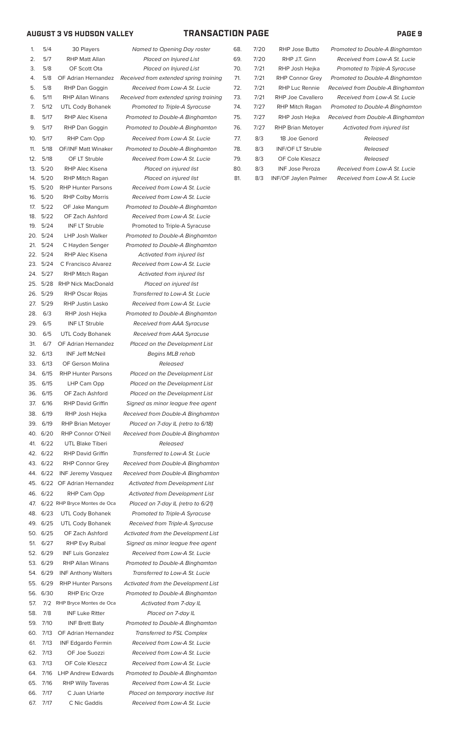## TRANSACTION PAGE

| | | | |
|---|---|---|---|
| 1. | 5/4 | 30 Players | *Named to Opening Day roster* |
| 2. | 5/7 | RHP Matt Allan | *Placed on Injured List* |
| 3. | 5/8 | OF Scott Ota | *Placed on Injured List* |
| 4. | 5/8 | OF Adrian Hernandez | *Received from extended spring training* |
| 5. | 5/8 | RHP Dan Goggin | *Received from Low-A St. Lucie* |
| 6. | 5/11 | RHP Allan Winans | *Received from extended spring training* |
| 7. | 5/12 | UTL Cody Bohanek | *Promoted to Triple-A Syracuse* |
| 8. | 5/17 | RHP Alec Kisena | *Promoted to Double-A Binghamton* |
| 9. | 5/17 | RHP Dan Goggin | *Promoted to Double-A Binghamton* |
| 10. | 5/17 | RHP Cam Opp | *Received from Low-A St. Lucie* |
| 11. | 5/18 | OF/INF Matt Winaker | *Promoted to Double-A Binghamton* |
| 12. | 5/18 | OF LT Struble | *Received from Low-A St. Lucie* |
| 13. | 5/20 | RHP Alec Kisena | *Placed on injured list* |
| 14. | 5/20 | RHP Mitch Ragan | *Placed on injured list* |
| 15. | 5/20 | RHP Hunter Parsons | *Received from Low-A St. Lucie* |
| 16. | 5/20 | RHP Colby Morris | *Received from Low-A St. Lucie* |
| 17. | 5/22 | OF Jake Mangum | *Promoted to Double-A Binghamton* |
| 18. | 5/22 | OF Zach Ashford | *Received from Low-A St. Lucie* |
| 19. | 5/24 | INF LT Struble | Promoted to Triple-A Syracuse |
| 20. | 5/24 | LHP Josh Walker | *Promoted to Double-A Binghamton* |
| 21. | 5/24 | C Hayden Senger | *Promoted to Double-A Binghamton* |
| 22. | 5/24 | RHP Alec Kisena | *Activated from injured list* |
| 23. | 5/24 | C Francisco Alvarez | *Received from Low-A St. Lucie* |
| 24. | 5/27 | RHP Mitch Ragan | *Activated from injured list* |
| 25. | 5/28 | RHP Nick MacDonald | *Placed on injured list* |
| 26. | 5/29 | RHP Oscar Rojas | *Transferred to Low-A St. Lucie* |
| 27. | 5/29 | RHP Justin Lasko | *Received from Low-A St. Lucie* |
| 28. | 6/3 | RHP Josh Hejka | *Promoted to Double-A Binghamton* |
| 29. | 6/5 | INF LT Struble | *Received from AAA Syracuse* |
| 30. | 6/5 | UTL Cody Bohanek | *Received from AAA Syracuse* |
| 31. | 6/7 | OF Adrian Hernandez | *Placed on the Development List* |
| 32. | 6/13 | INF Jeff McNeil | *Begins MLB rehab* |
| 33. | 6/13 | OF Gerson Molina | *Released* |
| 34. | 6/15 | RHP Hunter Parsons | *Placed on the Development List* |
| 35. | 6/15 | LHP Cam Opp | *Placed on the Development List* |
| 36. | 6/15 | OF Zach Ashford | *Placed on the Development List* |
| 37. | 6/16 | RHP David Griffin | *Signed as minor league free agent* |
| 38. | 6/19 | RHP Josh Hejka | *Received from Double-A Binghamton* |
| 39. | 6/19 | RHP Brian Metoyer | *Placed on 7-day IL (retro to 6/18)* |
| 40. | 6/20 | RHP Connor O'Neil | *Received from Double-A Binghamton* |
| 41. | 6/22 | UTL Blake Tiberi | *Released* |
| 42. | 6/22 | RHP David Griffin | *Transferred to Low-A St. Lucie* |
| 43. | 6/22 | RHP Connor Grey | *Received from Double-A Binghamton* |
| 44. | 6/22 | INF Jeremy Vasquez | *Received from Double-A Binghamton* |
| 45. | 6/22 | OF Adrian Hernandez | *Activated from Development List* |
| 46. | 6/22 | RHP Cam Opp | *Activated from Development List* |
| 47. | 6/22 | RHP Bryce Montes de Oca | *Placed on 7-day IL (retro to 6/21)* |
| 48. | 6/23 | UTL Cody Bohanek | *Promoted to Triple-A Syracuse* |
| 49. | 6/25 | UTL Cody Bohanek | *Received from Triple-A Syracuse* |
| 50. | 6/25 | OF Zach Ashford | *Activated from the Development List* |
| 51. | 6/27 | RHP Evy Ruibal | *Signed as minor league free agent* |
| 52. | 6/29 | INF Luis Gonzalez | *Received from Low-A St. Lucie* |
| 53. | 6/29 | RHP Allan Winans | *Promoted to Double-A Binghamton* |
| 54. | 6/29 | INF Anthony Walters | *Transferred to Low-A St. Lucie* |
| 55. | 6/29 | RHP Hunter Parsons | *Activated from the Development List* |
| 56. | 6/30 | RHP Eric Orze | *Promoted to Double-A Binghamton* |
| 57. | 7/2 | RHP Bryce Montes de Oca | *Activated from 7-day IL* |
| 58. | 7/8 | INF Luke Ritter | *Placed on 7-day IL* |
| 59. | 7/10 | INF Brett Baty | *Promoted to Double-A Binghamton* |
| 60. | 7/13 | OF Adrian Hernandez | *Transferred to FSL Complex* |
| 61. | 7/13 | INF Edgardo Fermin | *Received from Low-A St. Lucie* |
| 62. | 7/13 | OF Joe Suozzi | *Received from Low-A St. Lucie* |
| 63. | 7/13 | OF Cole Kleszcz | *Received from Low-A St. Lucie* |
| 64. | 7/16 | LHP Andrew Edwards | *Promoted to Double-A Binghamton* |
| 65. | 7/16 | RHP Willy Taveras | *Received from Low-A St. Lucie* |
| 66. | 7/17 | C Juan Uriarte | *Placed on temporary inactive list* |
| 67. | 7/17 | C Nic Gaddis | *Received from Low-A St. Lucie* |
| 68. | 7/20 | RHP Jose Butto | *Promoted to Double-A Binghamton* |
| 69. | 7/20 | RHP J.T. Ginn | *Received from Low-A St. Lucie* |
| 70. | 7/21 | RHP Josh Hejka | *Promoted to Triple-A Syracuse* |
| 71. | 7/21 | RHP Connor Grey | *Promoted to Double-A Binghamton* |
| 72. | 7/21 | RHP Luc Rennie | *Received from Double-A Binghamton* |
| 73. | 7/21 | RHP Joe Cavallero | *Received from Low-A St. Lucie* |
| 74. | 7/27 | RHP Mitch Ragan | *Promoted to Double-A Binghamton* |
| 75. | 7/27 | RHP Josh Hejka | *Received from Double-A Binghamton* |
| 76. | 7/27 | RHP Brian Metoyer | *Activated from injured list* |
| 77. | 8/3 | 1B Joe Genord | *Released* |
| 78. | 8/3 | INF/OF LT Struble | *Released* |
| 79. | 8/3 | OF Cole Kleszcz | *Released* |
| 80. | 8/3 | INF Jose Peroza | *Received from Low-A St. Lucie* |
| 81. | 8/3 | INF/OF Jaylen Palmer | *Received from Low-A St. Lucie* |